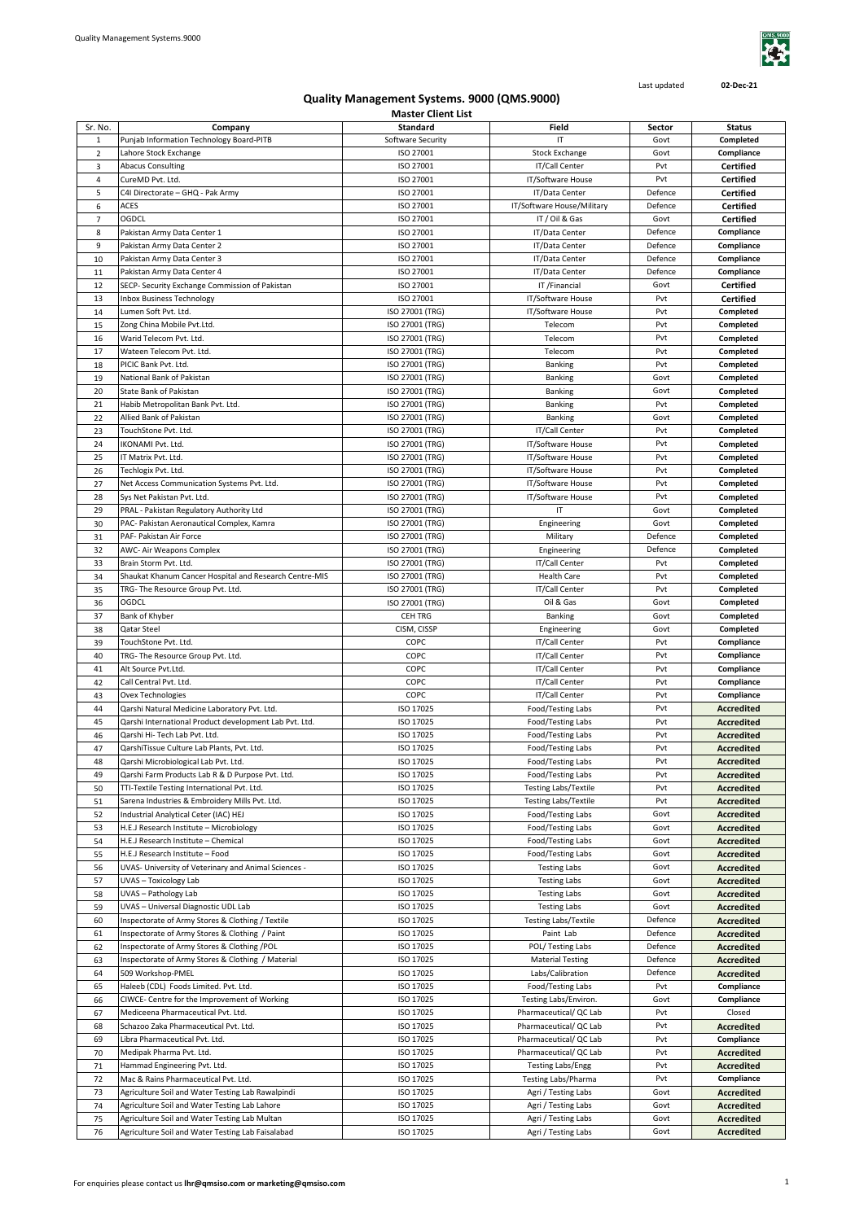Last updated **02-Dec-21**

# Quality Management Systems. 9000 (QMS.9000)

## Master Client List

| Sr. No. | Company | Standard | Field | Sector | Status |
|---|---|---|---|---|---|
| 1 | Punjab Information Technology Board-PITB | Software Security | IT | Govt | **Completed** |
| 2 | Lahore Stock Exchange | ISO 27001 | Stock Exchange | Govt | **Compliance** |
| 3 | Abacus Consulting | ISO 27001 | IT/Call Center | Pvt | **Certified** |
| 4 | CureMD Pvt. Ltd. | ISO 27001 | IT/Software House | Pvt | **Certified** |
| 5 | C4I Directorate – GHQ - Pak Army | ISO 27001 | IT/Data Center | Defence | **Certified** |
| 6 | ACES | ISO 27001 | IT/Software House/Military | Defence | **Certified** |
| 7 | OGDCL | ISO 27001 | IT / Oil & Gas | Govt | **Certified** |
| 8 | Pakistan Army Data Center 1 | ISO 27001 | IT/Data Center | Defence | **Compliance** |
| 9 | Pakistan Army Data Center 2 | ISO 27001 | IT/Data Center | Defence | **Compliance** |
| 10 | Pakistan Army Data Center 3 | ISO 27001 | IT/Data Center | Defence | **Compliance** |
| 11 | Pakistan Army Data Center 4 | ISO 27001 | IT/Data Center | Defence | **Compliance** |
| 12 | SECP- Security Exchange Commission of Pakistan | ISO 27001 | IT /Financial | Govt | **Certified** |
| 13 | Inbox Business Technology | ISO 27001 | IT/Software House | Pvt | **Certified** |
| 14 | Lumen Soft Pvt. Ltd. | ISO 27001 (TRG) | IT/Software House | Pvt | **Completed** |
| 15 | Zong China Mobile Pvt.Ltd. | ISO 27001 (TRG) | Telecom | Pvt | **Completed** |
| 16 | Warid Telecom Pvt. Ltd. | ISO 27001 (TRG) | Telecom | Pvt | **Completed** |
| 17 | Wateen Telecom Pvt. Ltd. | ISO 27001 (TRG) | Telecom | Pvt | **Completed** |
| 18 | PICIC Bank Pvt. Ltd. | ISO 27001 (TRG) | Banking | Pvt | **Completed** |
| 19 | National Bank of Pakistan | ISO 27001 (TRG) | Banking | Govt | **Completed** |
| 20 | State Bank of Pakistan | ISO 27001 (TRG) | Banking | Govt | **Completed** |
| 21 | Habib Metropolitan Bank Pvt. Ltd. | ISO 27001 (TRG) | Banking | Pvt | **Completed** |
| 22 | Allied Bank of Pakistan | ISO 27001 (TRG) | Banking | Govt | **Completed** |
| 23 | TouchStone Pvt. Ltd. | ISO 27001 (TRG) | IT/Call Center | Pvt | **Completed** |
| 24 | IKONAMI Pvt. Ltd. | ISO 27001 (TRG) | IT/Software House | Pvt | **Completed** |
| 25 | IT Matrix Pvt. Ltd. | ISO 27001 (TRG) | IT/Software House | Pvt | **Completed** |
| 26 | Techlogix Pvt. Ltd. | ISO 27001 (TRG) | IT/Software House | Pvt | **Completed** |
| 27 | Net Access Communication Systems Pvt. Ltd. | ISO 27001 (TRG) | IT/Software House | Pvt | **Completed** |
| 28 | Sys Net Pakistan Pvt. Ltd. | ISO 27001 (TRG) | IT/Software House | Pvt | **Completed** |
| 29 | PRAL - Pakistan Regulatory Authority Ltd | ISO 27001 (TRG) | IT | Govt | **Completed** |
| 30 | PAC- Pakistan Aeronautical Complex, Kamra | ISO 27001 (TRG) | Engineering | Govt | **Completed** |
| 31 | PAF- Pakistan Air Force | ISO 27001 (TRG) | Military | Defence | **Completed** |
| 32 | AWC- Air Weapons Complex | ISO 27001 (TRG) | Engineering | Defence | **Completed** |
| 33 | Brain Storm Pvt. Ltd. | ISO 27001 (TRG) | IT/Call Center | Pvt | **Completed** |
| 34 | Shaukat Khanum Cancer Hospital and Research Centre-MIS | ISO 27001 (TRG) | Health Care | Pvt | **Completed** |
| 35 | TRG- The Resource Group Pvt. Ltd. | ISO 27001 (TRG) | IT/Call Center | Pvt | **Completed** |
| 36 | OGDCL | ISO 27001 (TRG) | Oil & Gas | Govt | **Completed** |
| 37 | Bank of Khyber | CEH TRG | Banking | Govt | **Completed** |
| 38 | Qatar Steel | CISM, CISSP | Engineering | Govt | **Completed** |
| 39 | TouchStone Pvt. Ltd. | COPC | IT/Call Center | Pvt | **Compliance** |
| 40 | TRG- The Resource Group Pvt. Ltd. | COPC | IT/Call Center | Pvt | **Compliance** |
| 41 | Alt Source Pvt.Ltd. | COPC | IT/Call Center | Pvt | **Compliance** |
| 42 | Call Central Pvt. Ltd. | COPC | IT/Call Center | Pvt | **Compliance** |
| 43 | Ovex Technologies | COPC | IT/Call Center | Pvt | **Compliance** |
| 44 | Qarshi Natural Medicine Laboratory Pvt. Ltd. | ISO 17025 | Food/Testing Labs | Pvt | **Accredited** |
| 45 | Qarshi International Product development Lab Pvt. Ltd. | ISO 17025 | Food/Testing Labs | Pvt | **Accredited** |
| 46 | Qarshi Hi- Tech Lab Pvt. Ltd. | ISO 17025 | Food/Testing Labs | Pvt | **Accredited** |
| 47 | QarshiTissue Culture Lab Plants, Pvt. Ltd. | ISO 17025 | Food/Testing Labs | Pvt | **Accredited** |
| 48 | Qarshi Microbiological Lab Pvt. Ltd. | ISO 17025 | Food/Testing Labs | Pvt | **Accredited** |
| 49 | Qarshi Farm Products Lab R & D Purpose Pvt. Ltd. | ISO 17025 | Food/Testing Labs | Pvt | **Accredited** |
| 50 | TTI-Textile Testing International Pvt. Ltd. | ISO 17025 | Testing Labs/Textile | Pvt | **Accredited** |
| 51 | Sarena Industries & Embroidery Mills Pvt. Ltd. | ISO 17025 | Testing Labs/Textile | Pvt | **Accredited** |
| 52 | Industrial Analytical Ceter (IAC) HEJ | ISO 17025 | Food/Testing Labs | Govt | **Accredited** |
| 53 | H.E.J Research Institute – Microbiology | ISO 17025 | Food/Testing Labs | Govt | **Accredited** |
| 54 | H.E.J Research Institute – Chemical | ISO 17025 | Food/Testing Labs | Govt | **Accredited** |
| 55 | H.E.J Research Institute – Food | ISO 17025 | Food/Testing Labs | Govt | **Accredited** |
| 56 | UVAS- University of Veterinary and Animal Sciences - | ISO 17025 | Testing Labs | Govt | **Accredited** |
| 57 | UVAS – Toxicology Lab | ISO 17025 | Testing Labs | Govt | **Accredited** |
| 58 | UVAS – Pathology Lab | ISO 17025 | Testing Labs | Govt | **Accredited** |
| 59 | UVAS – Universal Diagnostic UDL Lab | ISO 17025 | Testing Labs | Govt | **Accredited** |
| 60 | Inspectorate of Army Stores & Clothing / Textile | ISO 17025 | Testing Labs/Textile | Defence | **Accredited** |
| 61 | Inspectorate of Army Stores & Clothing / Paint | ISO 17025 | Paint Lab | Defence | **Accredited** |
| 62 | Inspectorate of Army Stores & Clothing /POL | ISO 17025 | POL/ Testing Labs | Defence | **Accredited** |
| 63 | Inspectorate of Army Stores & Clothing / Material | ISO 17025 | Material Testing | Defence | **Accredited** |
| 64 | 509 Workshop-PMEL | ISO 17025 | Labs/Calibration | Defence | **Accredited** |
| 65 | Haleeb (CDL) Foods Limited. Pvt. Ltd. | ISO 17025 | Food/Testing Labs | Pvt | **Compliance** |
| 66 | CIWCE- Centre for the Improvement of Working | ISO 17025 | Testing Labs/Environ. | Govt | **Compliance** |
| 67 | Mediceena Pharmaceutical Pvt. Ltd. | ISO 17025 | Pharmaceutical/ QC Lab | Pvt | Closed |
| 68 | Schazoo Zaka Pharmaceutical Pvt. Ltd. | ISO 17025 | Pharmaceutical/ QC Lab | Pvt | **Accredited** |
| 69 | Libra Pharmaceutical Pvt. Ltd. | ISO 17025 | Pharmaceutical/ QC Lab | Pvt | **Compliance** |
| 70 | Medipak Pharma Pvt. Ltd. | ISO 17025 | Pharmaceutical/ QC Lab | Pvt | **Accredited** |
| 71 | Hammad Engineering Pvt. Ltd. | ISO 17025 | Testing Labs/Engg | Pvt | **Accredited** |
| 72 | Mac & Rains Pharmaceutical Pvt. Ltd. | ISO 17025 | Testing Labs/Pharma | Pvt | **Compliance** |
| 73 | Agriculture Soil and Water Testing Lab Rawalpindi | ISO 17025 | Agri / Testing Labs | Govt | **Accredited** |
| 74 | Agriculture Soil and Water Testing Lab Lahore | ISO 17025 | Agri / Testing Labs | Govt | **Accredited** |
| 75 | Agriculture Soil and Water Testing Lab Multan | ISO 17025 | Agri / Testing Labs | Govt | **Accredited** |
| 76 | Agriculture Soil and Water Testing Lab Faisalabad | ISO 17025 | Agri / Testing Labs | Govt | **Accredited** |

For enquiries please contact us **lhr@qmsiso.com or marketing@qmsiso.com**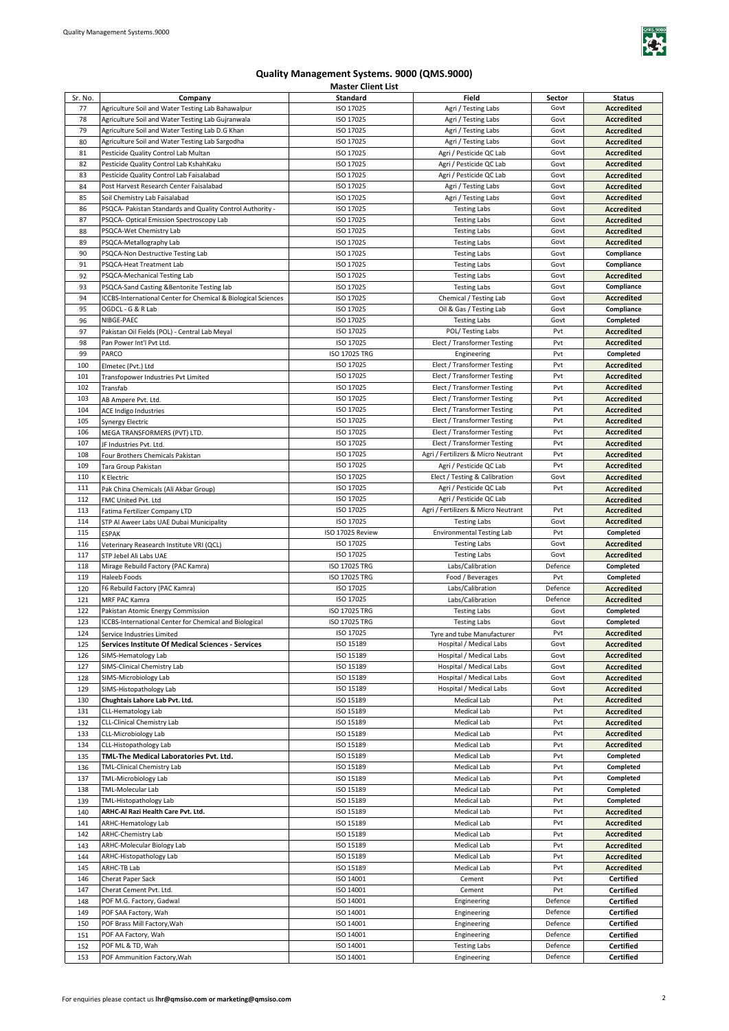# Quality Management Systems. 9000 (QMS.9000)

## Master Client List

| Sr. No. | Company | Standard | Field | Sector | Status |
|---|---|---|---|---|---|
| 77 | Agriculture Soil and Water Testing Lab Bahawalpur | ISO 17025 | Agri / Testing Labs | Govt | **Accredited** |
| 78 | Agriculture Soil and Water Testing Lab Gujranwala | ISO 17025 | Agri / Testing Labs | Govt | **Accredited** |
| 79 | Agriculture Soil and Water Testing Lab D.G Khan | ISO 17025 | Agri / Testing Labs | Govt | **Accredited** |
| 80 | Agriculture Soil and Water Testing Lab Sargodha | ISO 17025 | Agri / Testing Labs | Govt | **Accredited** |
| 81 | Pesticide Quality Control Lab Multan | ISO 17025 | Agri / Pesticide QC Lab | Govt | **Accredited** |
| 82 | Pesticide Quality Control Lab KshahKaku | ISO 17025 | Agri / Pesticide QC Lab | Govt | **Accredited** |
| 83 | Pesticide Quality Control Lab Faisalabad | ISO 17025 | Agri / Pesticide QC Lab | Govt | **Accredited** |
| 84 | Post Harvest Research Center Faisalabad | ISO 17025 | Agri / Testing Labs | Govt | **Accredited** |
| 85 | Soil Chemistry Lab Faisalabad | ISO 17025 | Agri / Testing Labs | Govt | **Accredited** |
| 86 | PSQCA- Pakistan Standards and Quality Control Authority - | ISO 17025 | Testing Labs | Govt | **Accredited** |
| 87 | PSQCA- Optical Emission Spectroscopy Lab | ISO 17025 | Testing Labs | Govt | **Accredited** |
| 88 | PSQCA-Wet Chemistry Lab | ISO 17025 | Testing Labs | Govt | **Accredited** |
| 89 | PSQCA-Metallography Lab | ISO 17025 | Testing Labs | Govt | **Accredited** |
| 90 | PSQCA-Non Destructive Testing Lab | ISO 17025 | Testing Labs | Govt | **Compliance** |
| 91 | PSQCA-Heat Treatment Lab | ISO 17025 | Testing Labs | Govt | **Compliance** |
| 92 | PSQCA-Mechanical Testing Lab | ISO 17025 | Testing Labs | Govt | **Accredited** |
| 93 | PSQCA-Sand Casting &Bentonite Testing lab | ISO 17025 | Testing Labs | Govt | **Compliance** |
| 94 | ICCBS-International Center for Chemical & Biological Sciences | ISO 17025 | Chemical / Testing Lab | Govt | **Accredited** |
| 95 | OGDCL - G & R Lab | ISO 17025 | Oil & Gas / Testing Lab | Govt | **Compliance** |
| 96 | NIBGE-PAEC | ISO 17025 | Testing Labs | Govt | **Completed** |
| 97 | Pakistan Oil Fields (POL) - Central Lab Meyal | ISO 17025 | POL/ Testing Labs | Pvt | **Accredited** |
| 98 | Pan Power Int'l Pvt Ltd. | ISO 17025 | Elect / Transformer Testing | Pvt | **Accredited** |
| 99 | PARCO | ISO 17025 TRG | Engineering | Pvt | **Completed** |
| 100 | Elmetec (Pvt.) Ltd | ISO 17025 | Elect / Transformer Testing | Pvt | **Accredited** |
| 101 | Transfopower Industries Pvt Limited | ISO 17025 | Elect / Transformer Testing | Pvt | **Accredited** |
| 102 | Transfab | ISO 17025 | Elect / Transformer Testing | Pvt | **Accredited** |
| 103 | AB Ampere Pvt. Ltd. | ISO 17025 | Elect / Transformer Testing | Pvt | **Accredited** |
| 104 | ACE Indigo Industries | ISO 17025 | Elect / Transformer Testing | Pvt | **Accredited** |
| 105 | Synergy Electric | ISO 17025 | Elect / Transformer Testing | Pvt | **Accredited** |
| 106 | MEGA TRANSFORMERS (PVT) LTD. | ISO 17025 | Elect / Transformer Testing | Pvt | **Accredited** |
| 107 | JF Industries Pvt. Ltd. | ISO 17025 | Elect / Transformer Testing | Pvt | **Accredited** |
| 108 | Four Brothers Chemicals Pakistan | ISO 17025 | Agri / Fertilizers & Micro Neutrant | Pvt | **Accredited** |
| 109 | Tara Group Pakistan | ISO 17025 | Agri / Pesticide QC Lab | Pvt | **Accredited** |
| 110 | K Electric | ISO 17025 | Elect / Testing & Calibration | Govt | **Accredited** |
| 111 | Pak China Chemicals (Ali Akbar Group) | ISO 17025 | Agri / Pesticide QC Lab | Pvt | **Accredited** |
| 112 | FMC United Pvt. Ltd | ISO 17025 | Agri / Pesticide QC Lab | | **Accredited** |
| 113 | Fatima Fertilizer Company LTD | ISO 17025 | Agri / Fertilizers & Micro Neutrant | Pvt | **Accredited** |
| 114 | STP Al Aweer Labs UAE Dubai Municipality | ISO 17025 | Testing Labs | Govt | **Accredited** |
| 115 | ESPAK | ISO 17025 Review | Environmental Testing Lab | Pvt | **Completed** |
| 116 | Veterinary Reasearch Institute VRI (QCL) | ISO 17025 | Testing Labs | Govt | **Accredited** |
| 117 | STP Jebel Ali Labs UAE | ISO 17025 | Testing Labs | Govt | **Accredited** |
| 118 | Mirage Rebuild Factory (PAC Kamra) | ISO 17025 TRG | Labs/Calibration | Defence | **Completed** |
| 119 | Haleeb Foods | ISO 17025 TRG | Food / Beverages | Pvt | **Completed** |
| 120 | F6 Rebuild Factory (PAC Kamra) | ISO 17025 | Labs/Calibration | Defence | **Accredited** |
| 121 | MRF PAC Kamra | ISO 17025 | Labs/Calibration | Defence | **Accredited** |
| 122 | Pakistan Atomic Energy Commission | ISO 17025 TRG | Testing Labs | Govt | **Completed** |
| 123 | ICCBS-International Center for Chemical and Biological | ISO 17025 TRG | Testing Labs | Govt | **Completed** |
| 124 | Service Industries Limited | ISO 17025 | Tyre and tube Manufacturer | Pvt | **Accredited** |
| 125 | **Services Institute Of Medical Sciences - Services** | ISO 15189 | Hospital / Medical Labs | Govt | **Accredited** |
| 126 | SIMS-Hematology Lab | ISO 15189 | Hospital / Medical Labs | Govt | **Accredited** |
| 127 | SIMS-Clinical Chemistry Lab | ISO 15189 | Hospital / Medical Labs | Govt | **Accredited** |
| 128 | SIMS-Microbiology Lab | ISO 15189 | Hospital / Medical Labs | Govt | **Accredited** |
| 129 | SIMS-Histopathology Lab | ISO 15189 | Hospital / Medical Labs | Govt | **Accredited** |
| 130 | **Chughtais Lahore Lab Pvt. Ltd.** | ISO 15189 | Medical Lab | Pvt | **Accredited** |
| 131 | CLL-Hematology Lab | ISO 15189 | Medical Lab | Pvt | **Accredited** |
| 132 | CLL-Clinical Chemistry Lab | ISO 15189 | Medical Lab | Pvt | **Accredited** |
| 133 | CLL-Microbiology Lab | ISO 15189 | Medical Lab | Pvt | **Accredited** |
| 134 | CLL-Histopathology Lab | ISO 15189 | Medical Lab | Pvt | **Accredited** |
| 135 | **TML-The Medical Laboratories Pvt. Ltd.** | ISO 15189 | Medical Lab | Pvt | **Completed** |
| 136 | TML-Clinical Chemistry Lab | ISO 15189 | Medical Lab | Pvt | **Completed** |
| 137 | TML-Microbiology Lab | ISO 15189 | Medical Lab | Pvt | **Completed** |
| 138 | TML-Molecular Lab | ISO 15189 | Medical Lab | Pvt | **Completed** |
| 139 | TML-Histopathology Lab | ISO 15189 | Medical Lab | Pvt | **Completed** |
| 140 | **ARHC-Al Razi Health Care Pvt. Ltd.** | ISO 15189 | Medical Lab | Pvt | **Accredited** |
| 141 | ARHC-Hematology Lab | ISO 15189 | Medical Lab | Pvt | **Accredited** |
| 142 | ARHC-Chemistry Lab | ISO 15189 | Medical Lab | Pvt | **Accredited** |
| 143 | ARHC-Molecular Biology Lab | ISO 15189 | Medical Lab | Pvt | **Accredited** |
| 144 | ARHC-Histopathology Lab | ISO 15189 | Medical Lab | Pvt | **Accredited** |
| 145 | ARHC-TB Lab | ISO 15189 | Medical Lab | Pvt | **Accredited** |
| 146 | Cherat Paper Sack | ISO 14001 | Cement | Pvt | **Certified** |
| 147 | Cherat Cement Pvt. Ltd. | ISO 14001 | Cement | Pvt | **Certified** |
| 148 | POF M.G. Factory, Gadwal | ISO 14001 | Engineering | Defence | **Certified** |
| 149 | POF SAA Factory, Wah | ISO 14001 | Engineering | Defence | **Certified** |
| 150 | POF Brass Mill Factory,Wah | ISO 14001 | Engineering | Defence | **Certified** |
| 151 | POF AA Factory, Wah | ISO 14001 | Engineering | Defence | **Certified** |
| 152 | POF ML & TD, Wah | ISO 14001 | Testing Labs | Defence | **Certified** |
| 153 | POF Ammunition Factory,Wah | ISO 14001 | Engineering | Defence | **Certified** |

For enquiries please contact us **lhr@qmsiso.com or marketing@qmsiso.com**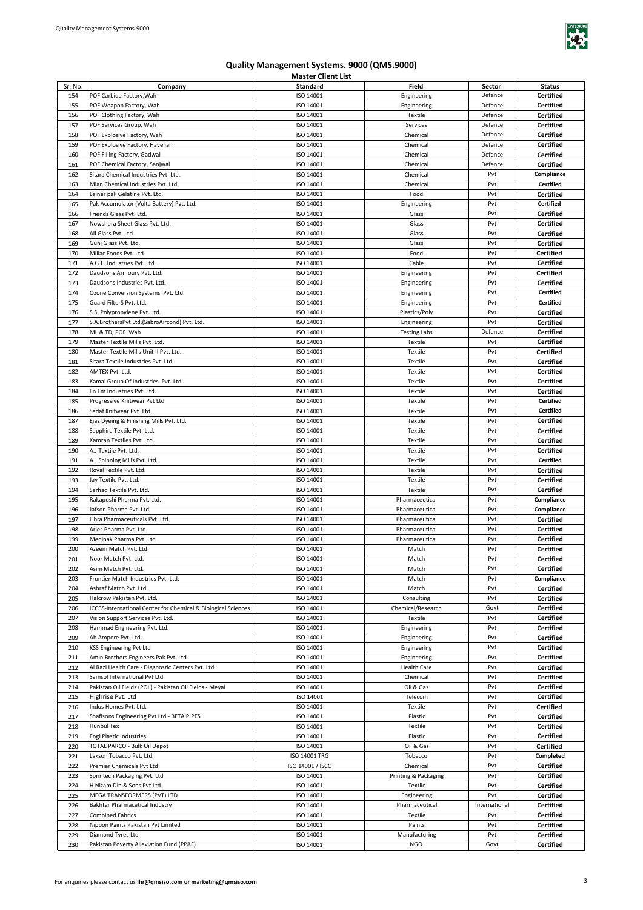# Quality Management Systems. 9000 (QMS.9000)

## Master Client List

| Sr. No. | Company | Standard | Field | Sector | Status |
|---|---|---|---|---|---|
| 154 | POF Carbide Factory,Wah | ISO 14001 | Engineering | Defence | **Certified** |
| 155 | POF Weapon Factory, Wah | ISO 14001 | Engineering | Defence | **Certified** |
| 156 | POF Clothing Factory, Wah | ISO 14001 | Textile | Defence | **Certified** |
| 157 | POF Services Group, Wah | ISO 14001 | Services | Defence | **Certified** |
| 158 | POF Explosive Factory, Wah | ISO 14001 | Chemical | Defence | **Certified** |
| 159 | POF Explosive Factory, Havelian | ISO 14001 | Chemical | Defence | **Certified** |
| 160 | POF Filling Factory, Gadwal | ISO 14001 | Chemical | Defence | **Certified** |
| 161 | POF Chemical Factory, Sanjwal | ISO 14001 | Chemical | Defence | **Certified** |
| 162 | Sitara Chemical Industries Pvt. Ltd. | ISO 14001 | Chemical | Pvt | **Compliance** |
| 163 | Mian Chemical Industries Pvt. Ltd. | ISO 14001 | Chemical | Pvt | **Certified** |
| 164 | Leiner pak Gelatine Pvt. Ltd. | ISO 14001 | Food | Pvt | **Certified** |
| 165 | Pak Accumulator (Volta Battery) Pvt. Ltd. | ISO 14001 | Engineering | Pvt | **Certified** |
| 166 | Friends Glass Pvt. Ltd. | ISO 14001 | Glass | Pvt | **Certified** |
| 167 | Nowshera Sheet Glass Pvt. Ltd. | ISO 14001 | Glass | Pvt | **Certified** |
| 168 | Ali Glass Pvt. Ltd. | ISO 14001 | Glass | Pvt | **Certified** |
| 169 | Gunj Glass Pvt. Ltd. | ISO 14001 | Glass | Pvt | **Certified** |
| 170 | Millac Foods Pvt. Ltd. | ISO 14001 | Food | Pvt | **Certified** |
| 171 | A.G.E. Industries Pvt. Ltd. | ISO 14001 | Cable | Pvt | **Certified** |
| 172 | Daudsons Armoury Pvt. Ltd. | ISO 14001 | Engineering | Pvt | **Certified** |
| 173 | Daudsons Industries Pvt. Ltd. | ISO 14001 | Engineering | Pvt | **Certified** |
| 174 | Ozone Conversion Systems Pvt. Ltd. | ISO 14001 | Engineering | Pvt | **Certified** |
| 175 | Guard FilterS Pvt. Ltd. | ISO 14001 | Engineering | Pvt | **Certified** |
| 176 | S.S. Polypropylene Pvt. Ltd. | ISO 14001 | Plastics/Poly | Pvt | **Certified** |
| 177 | S.A.BrothersPvt Ltd.(SabroAircond) Pvt. Ltd. | ISO 14001 | Engineering | Pvt | **Certified** |
| 178 | ML & TD, POF Wah | ISO 14001 | Testing Labs | Defence | **Certified** |
| 179 | Master Textile Mills Pvt. Ltd. | ISO 14001 | Textile | Pvt | **Certified** |
| 180 | Master Textile Mills Unit II Pvt. Ltd. | ISO 14001 | Textile | Pvt | **Certified** |
| 181 | Sitara Textile Industries Pvt. Ltd. | ISO 14001 | Textile | Pvt | **Certified** |
| 182 | AMTEX Pvt. Ltd. | ISO 14001 | Textile | Pvt | **Certified** |
| 183 | Kamal Group Of Industries Pvt. Ltd. | ISO 14001 | Textile | Pvt | **Certified** |
| 184 | En Em Industries Pvt. Ltd. | ISO 14001 | Textile | Pvt | **Certified** |
| 185 | Progressive Knitwear Pvt Ltd | ISO 14001 | Textile | Pvt | **Certified** |
| 186 | Sadaf Knitwear Pvt. Ltd. | ISO 14001 | Textile | Pvt | **Certified** |
| 187 | Ejaz Dyeing & Finishing Mills Pvt. Ltd. | ISO 14001 | Textile | Pvt | **Certified** |
| 188 | Sapphire Textile Pvt. Ltd. | ISO 14001 | Textile | Pvt | **Certified** |
| 189 | Kamran Textiles Pvt. Ltd. | ISO 14001 | Textile | Pvt | **Certified** |
| 190 | A.J Textile Pvt. Ltd. | ISO 14001 | Textile | Pvt | **Certified** |
| 191 | A.J Spinning Mills Pvt. Ltd. | ISO 14001 | Textile | Pvt | **Certified** |
| 192 | Royal Textile Pvt. Ltd. | ISO 14001 | Textile | Pvt | **Certified** |
| 193 | Jay Textile Pvt. Ltd. | ISO 14001 | Textile | Pvt | **Certified** |
| 194 | Sarhad Textile Pvt. Ltd. | ISO 14001 | Textile | Pvt | **Certified** |
| 195 | Rakaposhi Pharma Pvt. Ltd. | ISO 14001 | Pharmaceutical | Pvt | **Compliance** |
| 196 | Jafson Pharma Pvt. Ltd. | ISO 14001 | Pharmaceutical | Pvt | **Compliance** |
| 197 | Libra Pharmaceuticals Pvt. Ltd. | ISO 14001 | Pharmaceutical | Pvt | **Certified** |
| 198 | Aries Pharma Pvt. Ltd. | ISO 14001 | Pharmaceutical | Pvt | **Certified** |
| 199 | Medipak Pharma Pvt. Ltd. | ISO 14001 | Pharmaceutical | Pvt | **Certified** |
| 200 | Azeem Match Pvt. Ltd. | ISO 14001 | Match | Pvt | **Certified** |
| 201 | Noor Match Pvt. Ltd. | ISO 14001 | Match | Pvt | **Certified** |
| 202 | Asim Match Pvt. Ltd. | ISO 14001 | Match | Pvt | **Certified** |
| 203 | Frontier Match Industries Pvt. Ltd. | ISO 14001 | Match | Pvt | **Compliance** |
| 204 | Ashraf Match Pvt. Ltd. | ISO 14001 | Match | Pvt | **Certified** |
| 205 | Halcrow Pakistan Pvt. Ltd. | ISO 14001 | Consulting | Pvt | **Certified** |
| 206 | ICCBS-International Center for Chemical & Biological Sciences | ISO 14001 | Chemical/Research | Govt | **Certified** |
| 207 | Vision Support Services Pvt. Ltd. | ISO 14001 | Textile | Pvt | **Certified** |
| 208 | Hammad Engineering Pvt. Ltd. | ISO 14001 | Engineering | Pvt | **Certified** |
| 209 | Ab Ampere Pvt. Ltd. | ISO 14001 | Engineering | Pvt | **Certified** |
| 210 | KSS Engineering Pvt Ltd | ISO 14001 | Engineering | Pvt | **Certified** |
| 211 | Amin Brothers Engineers Pak Pvt. Ltd. | ISO 14001 | Engineering | Pvt | **Certified** |
| 212 | Al Razi Health Care - Diagnostic Centers Pvt. Ltd. | ISO 14001 | Health Care | Pvt | **Certified** |
| 213 | Samsol International Pvt Ltd | ISO 14001 | Chemical | Pvt | **Certified** |
| 214 | Pakistan Oil Fields (POL) - Pakistan Oil Fields - Meyal | ISO 14001 | Oil & Gas | Pvt | **Certified** |
| 215 | Highrise Pvt. Ltd | ISO 14001 | Telecom | Pvt | **Certified** |
| 216 | Indus Homes Pvt. Ltd. | ISO 14001 | Textile | Pvt | **Certified** |
| 217 | Shafisons Engineering Pvt Ltd - BETA PIPES | ISO 14001 | Plastic | Pvt | **Certified** |
| 218 | Hunbul Tex | ISO 14001 | Textile | Pvt | **Certified** |
| 219 | Engi Plastic Industries | ISO 14001 | Plastic | Pvt | **Certified** |
| 220 | TOTAL PARCO - Bulk Oil Depot | ISO 14001 | Oil & Gas | Pvt | **Certified** |
| 221 | Lakson Tobacco Pvt. Ltd. | ISO 14001 TRG | Tobacco | Pvt | **Completed** |
| 222 | Premier Chemicals Pvt Ltd | ISO 14001 / ISCC | Chemical | Pvt | **Certified** |
| 223 | Sprintech Packaging Pvt. Ltd | ISO 14001 | Printing & Packaging | Pvt | **Certified** |
| 224 | H Nizam Din & Sons Pvt Ltd. | ISO 14001 | Textile | Pvt | **Certified** |
| 225 | MEGA TRANSFORMERS (PVT) LTD. | ISO 14001 | Engineering | Pvt | **Certified** |
| 226 | Bakhtar Pharmaceutical Industry | ISO 14001 | Pharmaceutical | International | **Certified** |
| 227 | Combined Fabrics | ISO 14001 | Textile | Pvt | **Certified** |
| 228 | Nippon Paints Pakistan Pvt Limited | ISO 14001 | Paints | Pvt | **Certified** |
| 229 | Diamond Tyres Ltd | ISO 14001 | Manufacturing | Pvt | **Certified** |
| 230 | Pakistan Poverty Alleviation Fund (PPAF) | ISO 14001 | NGO | Govt | **Certified** |

For enquiries please contact us **lhr@qmsiso.com or marketing@qmsiso.com**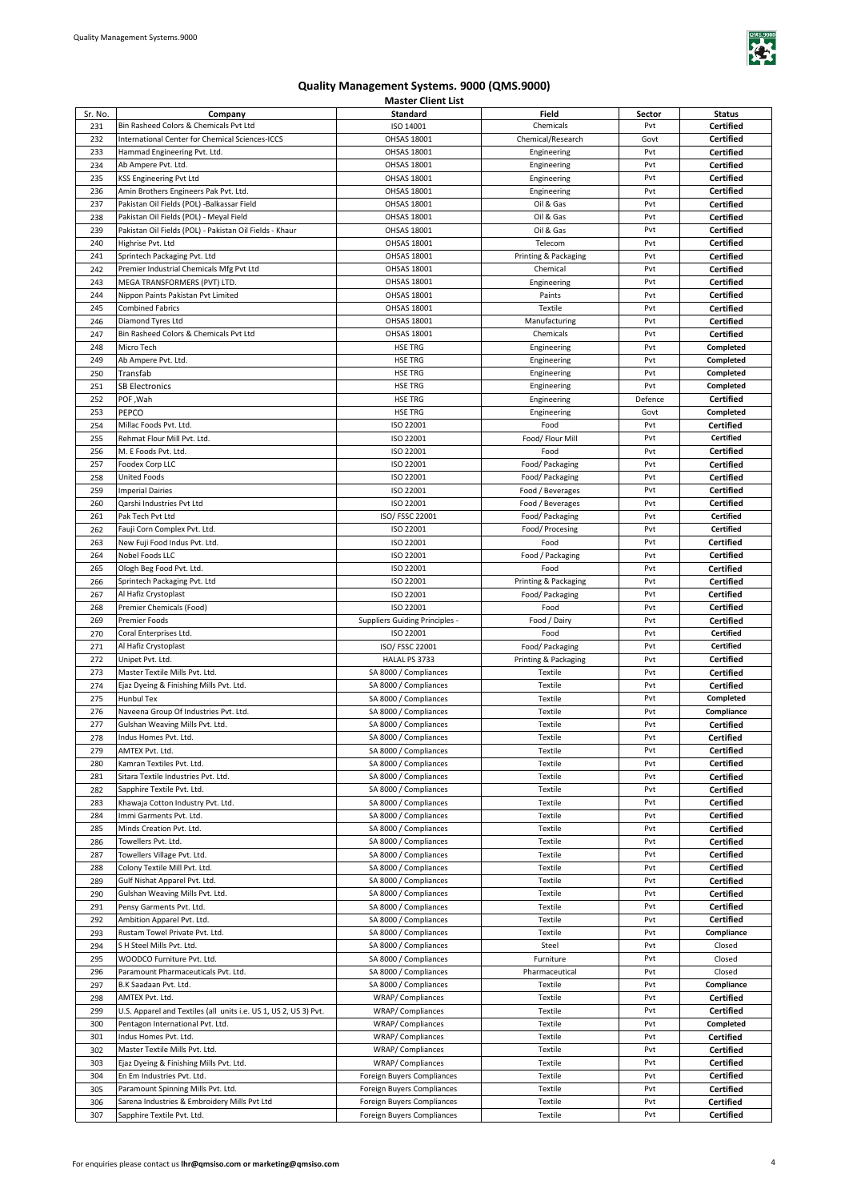# Quality Management Systems. 9000 (QMS.9000)

**Master Client List**

| Sr. No. | Company | Standard | Field | Sector | Status |
|---|---|---|---|---|---|
| 231 | Bin Rasheed Colors & Chemicals Pvt Ltd | ISO 14001 | Chemicals | Pvt | **Certified** |
| 232 | International Center for Chemical Sciences-ICCS | OHSAS 18001 | Chemical/Research | Govt | **Certified** |
| 233 | Hammad Engineering Pvt. Ltd. | OHSAS 18001 | Engineering | Pvt | **Certified** |
| 234 | Ab Ampere Pvt. Ltd. | OHSAS 18001 | Engineering | Pvt | **Certified** |
| 235 | KSS Engineering Pvt Ltd | OHSAS 18001 | Engineering | Pvt | **Certified** |
| 236 | Amin Brothers Engineers Pak Pvt. Ltd. | OHSAS 18001 | Engineering | Pvt | **Certified** |
| 237 | Pakistan Oil Fields (POL) -Balkassar Field | OHSAS 18001 | Oil & Gas | Pvt | **Certified** |
| 238 | Pakistan Oil Fields (POL) - Meyal Field | OHSAS 18001 | Oil & Gas | Pvt | **Certified** |
| 239 | Pakistan Oil Fields (POL) - Pakistan Oil Fields - Khaur | OHSAS 18001 | Oil & Gas | Pvt | **Certified** |
| 240 | Highrise Pvt. Ltd | OHSAS 18001 | Telecom | Pvt | **Certified** |
| 241 | Sprintech Packaging Pvt. Ltd | OHSAS 18001 | Printing & Packaging | Pvt | **Certified** |
| 242 | Premier Industrial Chemicals Mfg Pvt Ltd | OHSAS 18001 | Chemical | Pvt | **Certified** |
| 243 | MEGA TRANSFORMERS (PVT) LTD. | OHSAS 18001 | Engineering | Pvt | **Certified** |
| 244 | Nippon Paints Pakistan Pvt Limited | OHSAS 18001 | Paints | Pvt | **Certified** |
| 245 | Combined Fabrics | OHSAS 18001 | Textile | Pvt | **Certified** |
| 246 | Diamond Tyres Ltd | OHSAS 18001 | Manufacturing | Pvt | **Certified** |
| 247 | Bin Rasheed Colors & Chemicals Pvt Ltd | OHSAS 18001 | Chemicals | Pvt | **Certified** |
| 248 | Micro Tech | HSE TRG | Engineering | Pvt | **Completed** |
| 249 | Ab Ampere Pvt. Ltd. | HSE TRG | Engineering | Pvt | **Completed** |
| 250 | Transfab | HSE TRG | Engineering | Pvt | **Completed** |
| 251 | SB Electronics | HSE TRG | Engineering | Pvt | **Completed** |
| 252 | POF ,Wah | HSE TRG | Engineering | Defence | **Certified** |
| 253 | PEPCO | HSE TRG | Engineering | Govt | **Completed** |
| 254 | Millac Foods Pvt. Ltd. | ISO 22001 | Food | Pvt | **Certified** |
| 255 | Rehmat Flour Mill Pvt. Ltd. | ISO 22001 | Food/ Flour Mill | Pvt | **Certified** |
| 256 | M. E Foods Pvt. Ltd. | ISO 22001 | Food | Pvt | **Certified** |
| 257 | Foodex Corp LLC | ISO 22001 | Food/ Packaging | Pvt | **Certified** |
| 258 | United Foods | ISO 22001 | Food/ Packaging | Pvt | **Certified** |
| 259 | Imperial Dairies | ISO 22001 | Food / Beverages | Pvt | **Certified** |
| 260 | Qarshi Industries Pvt Ltd | ISO 22001 | Food / Beverages | Pvt | **Certified** |
| 261 | Pak Tech Pvt Ltd | ISO/ FSSC 22001 | Food/ Packaging | Pvt | **Certified** |
| 262 | Fauji Corn Complex Pvt. Ltd. | ISO 22001 | Food/ Procesing | Pvt | **Certified** |
| 263 | New Fuji Food Indus Pvt. Ltd. | ISO 22001 | Food | Pvt | **Certified** |
| 264 | Nobel Foods LLC | ISO 22001 | Food / Packaging | Pvt | **Certified** |
| 265 | Ologh Beg Food Pvt. Ltd. | ISO 22001 | Food | Pvt | **Certified** |
| 266 | Sprintech Packaging Pvt. Ltd | ISO 22001 | Printing & Packaging | Pvt | **Certified** |
| 267 | Al Hafiz Crystoplast | ISO 22001 | Food/ Packaging | Pvt | **Certified** |
| 268 | Premier Chemicals (Food) | ISO 22001 | Food | Pvt | **Certified** |
| 269 | Premier Foods | Suppliers Guiding Principles - | Food / Dairy | Pvt | **Certified** |
| 270 | Coral Enterprises Ltd. | ISO 22001 | Food | Pvt | **Certified** |
| 271 | Al Hafiz Crystoplast | ISO/ FSSC 22001 | Food/ Packaging | Pvt | **Certified** |
| 272 | Unipet Pvt. Ltd. | HALAL PS 3733 | Printing & Packaging | Pvt | **Certified** |
| 273 | Master Textile Mills Pvt. Ltd. | SA 8000 / Compliances | Textile | Pvt | **Certified** |
| 274 | Ejaz Dyeing & Finishing Mills Pvt. Ltd. | SA 8000 / Compliances | Textile | Pvt | **Certified** |
| 275 | Hunbul Tex | SA 8000 / Compliances | Textile | Pvt | **Completed** |
| 276 | Naveena Group Of Industries Pvt. Ltd. | SA 8000 / Compliances | Textile | Pvt | **Compliance** |
| 277 | Gulshan Weaving Mills Pvt. Ltd. | SA 8000 / Compliances | Textile | Pvt | **Certified** |
| 278 | Indus Homes Pvt. Ltd. | SA 8000 / Compliances | Textile | Pvt | **Certified** |
| 279 | AMTEX Pvt. Ltd. | SA 8000 / Compliances | Textile | Pvt | **Certified** |
| 280 | Kamran Textiles Pvt. Ltd. | SA 8000 / Compliances | Textile | Pvt | **Certified** |
| 281 | Sitara Textile Industries Pvt. Ltd. | SA 8000 / Compliances | Textile | Pvt | **Certified** |
| 282 | Sapphire Textile Pvt. Ltd. | SA 8000 / Compliances | Textile | Pvt | **Certified** |
| 283 | Khawaja Cotton Industry Pvt. Ltd. | SA 8000 / Compliances | Textile | Pvt | **Certified** |
| 284 | Immi Garments Pvt. Ltd. | SA 8000 / Compliances | Textile | Pvt | **Certified** |
| 285 | Minds Creation Pvt. Ltd. | SA 8000 / Compliances | Textile | Pvt | **Certified** |
| 286 | Towellers Pvt. Ltd. | SA 8000 / Compliances | Textile | Pvt | **Certified** |
| 287 | Towellers Village Pvt. Ltd. | SA 8000 / Compliances | Textile | Pvt | **Certified** |
| 288 | Colony Textile Mill Pvt. Ltd. | SA 8000 / Compliances | Textile | Pvt | **Certified** |
| 289 | Gulf Nishat Apparel Pvt. Ltd. | SA 8000 / Compliances | Textile | Pvt | **Certified** |
| 290 | Gulshan Weaving Mills Pvt. Ltd. | SA 8000 / Compliances | Textile | Pvt | **Certified** |
| 291 | Pensy Garments Pvt. Ltd. | SA 8000 / Compliances | Textile | Pvt | **Certified** |
| 292 | Ambition Apparel Pvt. Ltd. | SA 8000 / Compliances | Textile | Pvt | **Certified** |
| 293 | Rustam Towel Private Pvt. Ltd. | SA 8000 / Compliances | Textile | Pvt | **Compliance** |
| 294 | S H Steel Mills Pvt. Ltd. | SA 8000 / Compliances | Steel | Pvt | Closed |
| 295 | WOODCO Furniture Pvt. Ltd. | SA 8000 / Compliances | Furniture | Pvt | Closed |
| 296 | Paramount Pharmaceuticals Pvt. Ltd. | SA 8000 / Compliances | Pharmaceutical | Pvt | Closed |
| 297 | B.K Saadaan Pvt. Ltd. | SA 8000 / Compliances | Textile | Pvt | **Compliance** |
| 298 | AMTEX Pvt. Ltd. | WRAP/ Compliances | Textile | Pvt | **Certified** |
| 299 | U.S. Apparel and Textiles (all units i.e. US 1, US 2, US 3) Pvt. | WRAP/ Compliances | Textile | Pvt | **Certified** |
| 300 | Pentagon International Pvt. Ltd. | WRAP/ Compliances | Textile | Pvt | **Completed** |
| 301 | Indus Homes Pvt. Ltd. | WRAP/ Compliances | Textile | Pvt | **Certified** |
| 302 | Master Textile Mills Pvt. Ltd. | WRAP/ Compliances | Textile | Pvt | **Certified** |
| 303 | Ejaz Dyeing & Finishing Mills Pvt. Ltd. | WRAP/ Compliances | Textile | Pvt | **Certified** |
| 304 | En Em Industries Pvt. Ltd. | Foreign Buyers Compliances | Textile | Pvt | **Certified** |
| 305 | Paramount Spinning Mills Pvt. Ltd. | Foreign Buyers Compliances | Textile | Pvt | **Certified** |
| 306 | Sarena Industries & Embroidery Mills Pvt Ltd | Foreign Buyers Compliances | Textile | Pvt | **Certified** |
| 307 | Sapphire Textile Pvt. Ltd. | Foreign Buyers Compliances | Textile | Pvt | **Certified** |

For enquiries please contact us **lhr@qmsiso.com or marketing@qmsiso.com**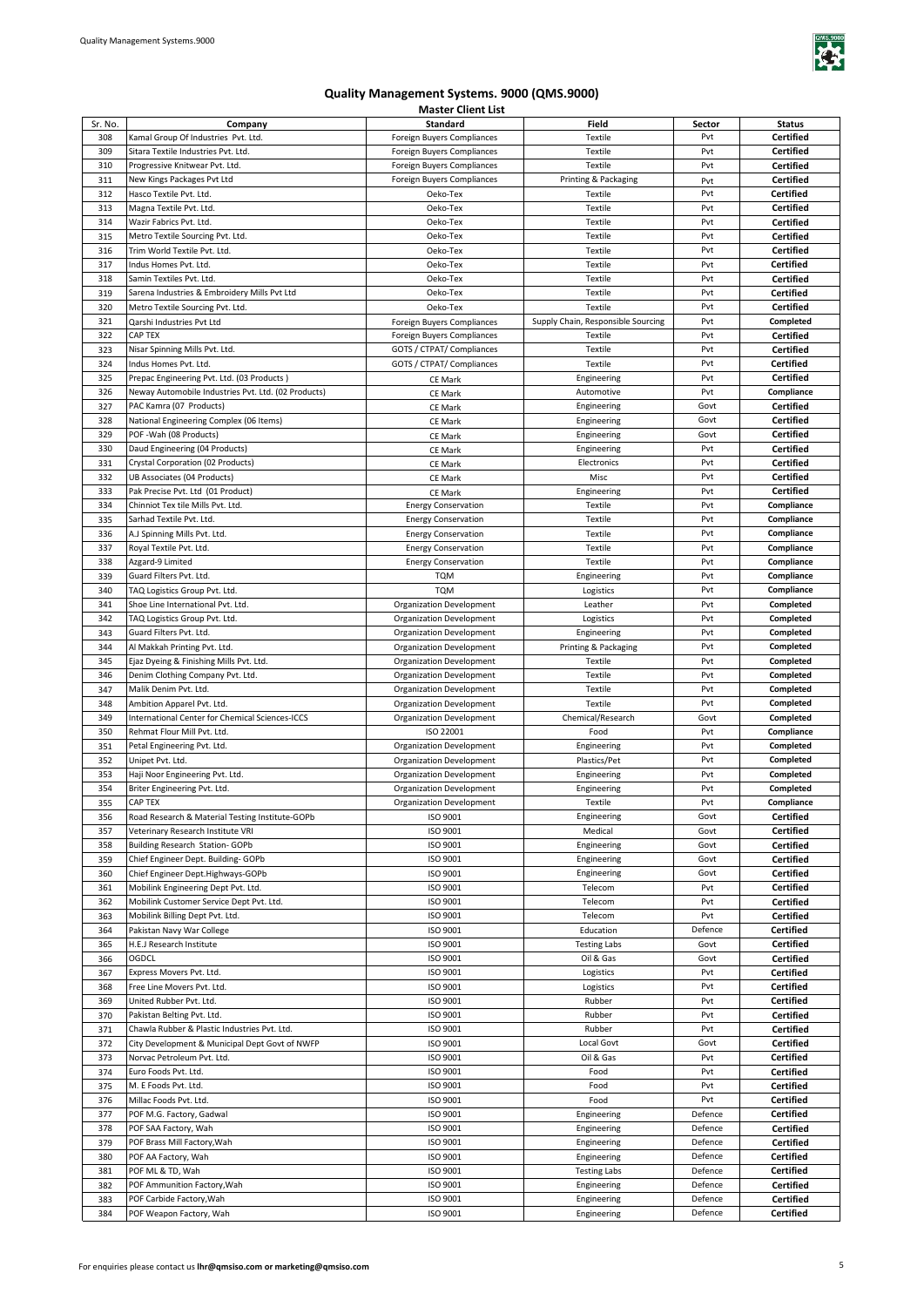# Quality Management Systems. 9000 (QMS.9000)

## Master Client List

| Sr. No. | Company | Standard | Field | Sector | Status |
|---|---|---|---|---|---|
| 308 | Kamal Group Of Industries Pvt. Ltd. | Foreign Buyers Compliances | Textile | Pvt | **Certified** |
| 309 | Sitara Textile Industries Pvt. Ltd. | Foreign Buyers Compliances | Textile | Pvt | **Certified** |
| 310 | Progressive Knitwear Pvt. Ltd. | Foreign Buyers Compliances | Textile | Pvt | **Certified** |
| 311 | New Kings Packages Pvt Ltd | Foreign Buyers Compliances | Printing & Packaging | Pvt | **Certified** |
| 312 | Hasco Textile Pvt. Ltd. | Oeko-Tex | Textile | Pvt | **Certified** |
| 313 | Magna Textile Pvt. Ltd. | Oeko-Tex | Textile | Pvt | **Certified** |
| 314 | Wazir Fabrics Pvt. Ltd. | Oeko-Tex | Textile | Pvt | **Certified** |
| 315 | Metro Textile Sourcing Pvt. Ltd. | Oeko-Tex | Textile | Pvt | **Certified** |
| 316 | Trim World Textile Pvt. Ltd. | Oeko-Tex | Textile | Pvt | **Certified** |
| 317 | Indus Homes Pvt. Ltd. | Oeko-Tex | Textile | Pvt | **Certified** |
| 318 | Samin Textiles Pvt. Ltd. | Oeko-Tex | Textile | Pvt | **Certified** |
| 319 | Sarena Industries & Embroidery Mills Pvt Ltd | Oeko-Tex | Textile | Pvt | **Certified** |
| 320 | Metro Textile Sourcing Pvt. Ltd. | Oeko-Tex | Textile | Pvt | **Certified** |
| 321 | Qarshi Industries Pvt Ltd | Foreign Buyers Compliances | Supply Chain, Responsible Sourcing | Pvt | **Completed** |
| 322 | CAP TEX | Foreign Buyers Compliances | Textile | Pvt | **Certified** |
| 323 | Nisar Spinning Mills Pvt. Ltd. | GOTS / CTPAT/ Compliances | Textile | Pvt | **Certified** |
| 324 | Indus Homes Pvt. Ltd. | GOTS / CTPAT/ Compliances | Textile | Pvt | **Certified** |
| 325 | Prepac Engineering Pvt. Ltd. (03 Products ) | CE Mark | Engineering | Pvt | **Certified** |
| 326 | Neway Automobile Industries Pvt. Ltd. (02 Products) | CE Mark | Automotive | Pvt | **Compliance** |
| 327 | PAC Kamra (07 Products) | CE Mark | Engineering | Govt | **Certified** |
| 328 | National Engineering Complex (06 Items) | CE Mark | Engineering | Govt | **Certified** |
| 329 | POF -Wah (08 Products) | CE Mark | Engineering | Govt | **Certified** |
| 330 | Daud Engineering (04 Products) | CE Mark | Engineering | Pvt | **Certified** |
| 331 | Crystal Corporation (02 Products) | CE Mark | Electronics | Pvt | **Certified** |
| 332 | UB Associates (04 Products) | CE Mark | Misc | Pvt | **Certified** |
| 333 | Pak Precise Pvt. Ltd (01 Product) | CE Mark | Engineering | Pvt | **Certified** |
| 334 | Chinniot Tex tile Mills Pvt. Ltd. | Energy Conservation | Textile | Pvt | **Compliance** |
| 335 | Sarhad Textile Pvt. Ltd. | Energy Conservation | Textile | Pvt | **Compliance** |
| 336 | A.J Spinning Mills Pvt. Ltd. | Energy Conservation | Textile | Pvt | **Compliance** |
| 337 | Royal Textile Pvt. Ltd. | Energy Conservation | Textile | Pvt | **Compliance** |
| 338 | Azgard-9 Limited | Energy Conservation | Textile | Pvt | **Compliance** |
| 339 | Guard Filters Pvt. Ltd. | TQM | Engineering | Pvt | **Compliance** |
| 340 | TAQ Logistics Group Pvt. Ltd. | TQM | Logistics | Pvt | **Compliance** |
| 341 | Shoe Line International Pvt. Ltd. | Organization Development | Leather | Pvt | **Completed** |
| 342 | TAQ Logistics Group Pvt. Ltd. | Organization Development | Logistics | Pvt | **Completed** |
| 343 | Guard Filters Pvt. Ltd. | Organization Development | Engineering | Pvt | **Completed** |
| 344 | Al Makkah Printing Pvt. Ltd. | Organization Development | Printing & Packaging | Pvt | **Completed** |
| 345 | Ejaz Dyeing & Finishing Mills Pvt. Ltd. | Organization Development | Textile | Pvt | **Completed** |
| 346 | Denim Clothing Company Pvt. Ltd. | Organization Development | Textile | Pvt | **Completed** |
| 347 | Malik Denim Pvt. Ltd. | Organization Development | Textile | Pvt | **Completed** |
| 348 | Ambition Apparel Pvt. Ltd. | Organization Development | Textile | Pvt | **Completed** |
| 349 | International Center for Chemical Sciences-ICCS | Organization Development | Chemical/Research | Govt | **Completed** |
| 350 | Rehmat Flour Mill Pvt. Ltd. | ISO 22001 | Food | Pvt | **Compliance** |
| 351 | Petal Engineering Pvt. Ltd. | Organization Development | Engineering | Pvt | **Completed** |
| 352 | Unipet Pvt. Ltd. | Organization Development | Plastics/Pet | Pvt | **Completed** |
| 353 | Haji Noor Engineering Pvt. Ltd. | Organization Development | Engineering | Pvt | **Completed** |
| 354 | Briter Engineering Pvt. Ltd. | Organization Development | Engineering | Pvt | **Completed** |
| 355 | CAP TEX | Organization Development | Textile | Pvt | **Compliance** |
| 356 | Road Research & Material Testing Institute-GOPb | ISO 9001 | Engineering | Govt | **Certified** |
| 357 | Veterinary Research Institute VRI | ISO 9001 | Medical | Govt | **Certified** |
| 358 | Building Research Station- GOPb | ISO 9001 | Engineering | Govt | **Certified** |
| 359 | Chief Engineer Dept. Building- GOPb | ISO 9001 | Engineering | Govt | **Certified** |
| 360 | Chief Engineer Dept.Highways-GOPb | ISO 9001 | Engineering | Govt | **Certified** |
| 361 | Mobilink Engineering Dept Pvt. Ltd. | ISO 9001 | Telecom | Pvt | **Certified** |
| 362 | Mobilink Customer Service Dept Pvt. Ltd. | ISO 9001 | Telecom | Pvt | **Certified** |
| 363 | Mobilink Billing Dept Pvt. Ltd. | ISO 9001 | Telecom | Pvt | **Certified** |
| 364 | Pakistan Navy War College | ISO 9001 | Education | Defence | **Certified** |
| 365 | H.E.J Research Institute | ISO 9001 | Testing Labs | Govt | **Certified** |
| 366 | OGDCL | ISO 9001 | Oil & Gas | Govt | **Certified** |
| 367 | Express Movers Pvt. Ltd. | ISO 9001 | Logistics | Pvt | **Certified** |
| 368 | Free Line Movers Pvt. Ltd. | ISO 9001 | Logistics | Pvt | **Certified** |
| 369 | United Rubber Pvt. Ltd. | ISO 9001 | Rubber | Pvt | **Certified** |
| 370 | Pakistan Belting Pvt. Ltd. | ISO 9001 | Rubber | Pvt | **Certified** |
| 371 | Chawla Rubber & Plastic Industries Pvt. Ltd. | ISO 9001 | Rubber | Pvt | **Certified** |
| 372 | City Development & Municipal Dept Govt of NWFP | ISO 9001 | Local Govt | Govt | **Certified** |
| 373 | Norvac Petroleum Pvt. Ltd. | ISO 9001 | Oil & Gas | Pvt | **Certified** |
| 374 | Euro Foods Pvt. Ltd. | ISO 9001 | Food | Pvt | **Certified** |
| 375 | M. E Foods Pvt. Ltd. | ISO 9001 | Food | Pvt | **Certified** |
| 376 | Millac Foods Pvt. Ltd. | ISO 9001 | Food | Pvt | **Certified** |
| 377 | POF M.G. Factory, Gadwal | ISO 9001 | Engineering | Defence | **Certified** |
| 378 | POF SAA Factory, Wah | ISO 9001 | Engineering | Defence | **Certified** |
| 379 | POF Brass Mill Factory,Wah | ISO 9001 | Engineering | Defence | **Certified** |
| 380 | POF AA Factory, Wah | ISO 9001 | Engineering | Defence | **Certified** |
| 381 | POF ML & TD, Wah | ISO 9001 | Testing Labs | Defence | **Certified** |
| 382 | POF Ammunition Factory,Wah | ISO 9001 | Engineering | Defence | **Certified** |
| 383 | POF Carbide Factory,Wah | ISO 9001 | Engineering | Defence | **Certified** |
| 384 | POF Weapon Factory, Wah | ISO 9001 | Engineering | Defence | **Certified** |

For enquiries please contact us **lhr@qmsiso.com or marketing@qmsiso.com**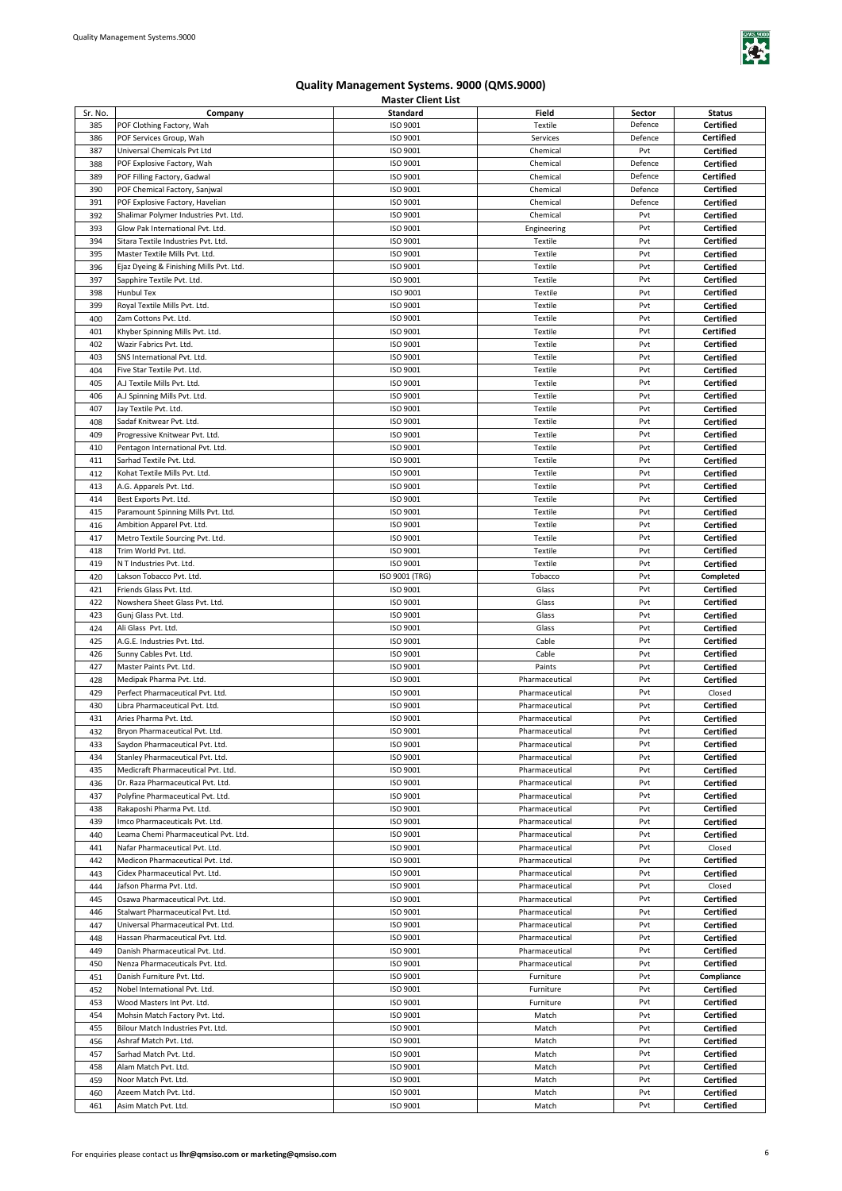# Quality Management Systems. 9000 (QMS.9000)

**Master Client List**

| Sr. No. | Company | Standard | Field | Sector | Status |
|---|---|---|---|---|---|
| 385 | POF Clothing Factory, Wah | ISO 9001 | Textile | Defence | **Certified** |
| 386 | POF Services Group, Wah | ISO 9001 | Services | Defence | **Certified** |
| 387 | Universal Chemicals Pvt Ltd | ISO 9001 | Chemical | Pvt | **Certified** |
| 388 | POF Explosive Factory, Wah | ISO 9001 | Chemical | Defence | **Certified** |
| 389 | POF Filling Factory, Gadwal | ISO 9001 | Chemical | Defence | **Certified** |
| 390 | POF Chemical Factory, Sanjwal | ISO 9001 | Chemical | Defence | **Certified** |
| 391 | POF Explosive Factory, Havelian | ISO 9001 | Chemical | Defence | **Certified** |
| 392 | Shalimar Polymer Industries Pvt. Ltd. | ISO 9001 | Chemical | Pvt | **Certified** |
| 393 | Glow Pak International Pvt. Ltd. | ISO 9001 | Engineering | Pvt | **Certified** |
| 394 | Sitara Textile Industries Pvt. Ltd. | ISO 9001 | Textile | Pvt | **Certified** |
| 395 | Master Textile Mills Pvt. Ltd. | ISO 9001 | Textile | Pvt | **Certified** |
| 396 | Ejaz Dyeing & Finishing Mills Pvt. Ltd. | ISO 9001 | Textile | Pvt | **Certified** |
| 397 | Sapphire Textile Pvt. Ltd. | ISO 9001 | Textile | Pvt | **Certified** |
| 398 | Hunbul Tex | ISO 9001 | Textile | Pvt | **Certified** |
| 399 | Royal Textile Mills Pvt. Ltd. | ISO 9001 | Textile | Pvt | **Certified** |
| 400 | Zam Cottons Pvt. Ltd. | ISO 9001 | Textile | Pvt | **Certified** |
| 401 | Khyber Spinning Mills Pvt. Ltd. | ISO 9001 | Textile | Pvt | **Certified** |
| 402 | Wazir Fabrics Pvt. Ltd. | ISO 9001 | Textile | Pvt | **Certified** |
| 403 | SNS International Pvt. Ltd. | ISO 9001 | Textile | Pvt | **Certified** |
| 404 | Five Star Textile Pvt. Ltd. | ISO 9001 | Textile | Pvt | **Certified** |
| 405 | A.J Textile Mills Pvt. Ltd. | ISO 9001 | Textile | Pvt | **Certified** |
| 406 | A.J Spinning Mills Pvt. Ltd. | ISO 9001 | Textile | Pvt | **Certified** |
| 407 | Jay Textile Pvt. Ltd. | ISO 9001 | Textile | Pvt | **Certified** |
| 408 | Sadaf Knitwear Pvt. Ltd. | ISO 9001 | Textile | Pvt | **Certified** |
| 409 | Progressive Knitwear Pvt. Ltd. | ISO 9001 | Textile | Pvt | **Certified** |
| 410 | Pentagon International Pvt. Ltd. | ISO 9001 | Textile | Pvt | **Certified** |
| 411 | Sarhad Textile Pvt. Ltd. | ISO 9001 | Textile | Pvt | **Certified** |
| 412 | Kohat Textile Mills Pvt. Ltd. | ISO 9001 | Textile | Pvt | **Certified** |
| 413 | A.G. Apparels Pvt. Ltd. | ISO 9001 | Textile | Pvt | **Certified** |
| 414 | Best Exports Pvt. Ltd. | ISO 9001 | Textile | Pvt | **Certified** |
| 415 | Paramount Spinning Mills Pvt. Ltd. | ISO 9001 | Textile | Pvt | **Certified** |
| 416 | Ambition Apparel Pvt. Ltd. | ISO 9001 | Textile | Pvt | **Certified** |
| 417 | Metro Textile Sourcing Pvt. Ltd. | ISO 9001 | Textile | Pvt | **Certified** |
| 418 | Trim World Pvt. Ltd. | ISO 9001 | Textile | Pvt | **Certified** |
| 419 | N T Industries Pvt. Ltd. | ISO 9001 | Textile | Pvt | **Certified** |
| 420 | Lakson Tobacco Pvt. Ltd. | ISO 9001 (TRG) | Tobacco | Pvt | **Completed** |
| 421 | Friends Glass Pvt. Ltd. | ISO 9001 | Glass | Pvt | **Certified** |
| 422 | Nowshera Sheet Glass Pvt. Ltd. | ISO 9001 | Glass | Pvt | **Certified** |
| 423 | Gunj Glass Pvt. Ltd. | ISO 9001 | Glass | Pvt | **Certified** |
| 424 | Ali Glass Pvt. Ltd. | ISO 9001 | Glass | Pvt | **Certified** |
| 425 | A.G.E. Industries Pvt. Ltd. | ISO 9001 | Cable | Pvt | **Certified** |
| 426 | Sunny Cables Pvt. Ltd. | ISO 9001 | Cable | Pvt | **Certified** |
| 427 | Master Paints Pvt. Ltd. | ISO 9001 | Paints | Pvt | **Certified** |
| 428 | Medipak Pharma Pvt. Ltd. | ISO 9001 | Pharmaceutical | Pvt | **Certified** |
| 429 | Perfect Pharmaceutical Pvt. Ltd. | ISO 9001 | Pharmaceutical | Pvt | Closed |
| 430 | Libra Pharmaceutical Pvt. Ltd. | ISO 9001 | Pharmaceutical | Pvt | **Certified** |
| 431 | Aries Pharma Pvt. Ltd. | ISO 9001 | Pharmaceutical | Pvt | **Certified** |
| 432 | Bryon Pharmaceutical Pvt. Ltd. | ISO 9001 | Pharmaceutical | Pvt | **Certified** |
| 433 | Saydon Pharmaceutical Pvt. Ltd. | ISO 9001 | Pharmaceutical | Pvt | **Certified** |
| 434 | Stanley Pharmaceutical Pvt. Ltd. | ISO 9001 | Pharmaceutical | Pvt | **Certified** |
| 435 | Medicraft Pharmaceutical Pvt. Ltd. | ISO 9001 | Pharmaceutical | Pvt | **Certified** |
| 436 | Dr. Raza Pharmaceutical Pvt. Ltd. | ISO 9001 | Pharmaceutical | Pvt | **Certified** |
| 437 | Polyfine Pharmaceutical Pvt. Ltd. | ISO 9001 | Pharmaceutical | Pvt | **Certified** |
| 438 | Rakaposhi Pharma Pvt. Ltd. | ISO 9001 | Pharmaceutical | Pvt | **Certified** |
| 439 | Imco Pharmaceuticals Pvt. Ltd. | ISO 9001 | Pharmaceutical | Pvt | **Certified** |
| 440 | Leama Chemi Pharmaceutical Pvt. Ltd. | ISO 9001 | Pharmaceutical | Pvt | **Certified** |
| 441 | Nafar Pharmaceutical Pvt. Ltd. | ISO 9001 | Pharmaceutical | Pvt | Closed |
| 442 | Medicon Pharmaceutical Pvt. Ltd. | ISO 9001 | Pharmaceutical | Pvt | **Certified** |
| 443 | Cidex Pharmaceutical Pvt. Ltd. | ISO 9001 | Pharmaceutical | Pvt | **Certified** |
| 444 | Jafson Pharma Pvt. Ltd. | ISO 9001 | Pharmaceutical | Pvt | Closed |
| 445 | Osawa Pharmaceutical Pvt. Ltd. | ISO 9001 | Pharmaceutical | Pvt | **Certified** |
| 446 | Stalwart Pharmaceutical Pvt. Ltd. | ISO 9001 | Pharmaceutical | Pvt | **Certified** |
| 447 | Universal Pharmaceutical Pvt. Ltd. | ISO 9001 | Pharmaceutical | Pvt | **Certified** |
| 448 | Hassan Pharmaceutical Pvt. Ltd. | ISO 9001 | Pharmaceutical | Pvt | **Certified** |
| 449 | Danish Pharmaceutical Pvt. Ltd. | ISO 9001 | Pharmaceutical | Pvt | **Certified** |
| 450 | Nenza Pharmaceuticals Pvt. Ltd. | ISO 9001 | Pharmaceutical | Pvt | **Certified** |
| 451 | Danish Furniture Pvt. Ltd. | ISO 9001 | Furniture | Pvt | **Compliance** |
| 452 | Nobel International Pvt. Ltd. | ISO 9001 | Furniture | Pvt | **Certified** |
| 453 | Wood Masters Int Pvt. Ltd. | ISO 9001 | Furniture | Pvt | **Certified** |
| 454 | Mohsin Match Factory Pvt. Ltd. | ISO 9001 | Match | Pvt | **Certified** |
| 455 | Bilour Match Industries Pvt. Ltd. | ISO 9001 | Match | Pvt | **Certified** |
| 456 | Ashraf Match Pvt. Ltd. | ISO 9001 | Match | Pvt | **Certified** |
| 457 | Sarhad Match Pvt. Ltd. | ISO 9001 | Match | Pvt | **Certified** |
| 458 | Alam Match Pvt. Ltd. | ISO 9001 | Match | Pvt | **Certified** |
| 459 | Noor Match Pvt. Ltd. | ISO 9001 | Match | Pvt | **Certified** |
| 460 | Azeem Match Pvt. Ltd. | ISO 9001 | Match | Pvt | **Certified** |
| 461 | Asim Match Pvt. Ltd. | ISO 9001 | Match | Pvt | **Certified** |

For enquiries please contact us **lhr@qmsiso.com or marketing@qmsiso.com**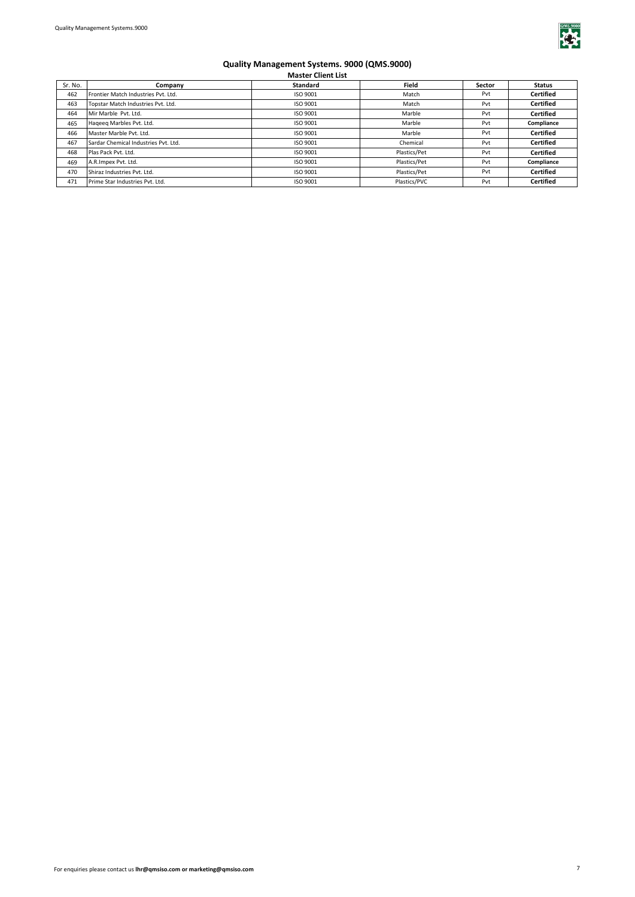# Quality Management Systems. 9000 (QMS.9000)

## Master Client List

| Sr. No. | Company | Standard | Field | Sector | Status |
|---|---|---|---|---|---|
| 462 | Frontier Match Industries Pvt. Ltd. | ISO 9001 | Match | Pvt | **Certified** |
| 463 | Topstar Match Industries Pvt. Ltd. | ISO 9001 | Match | Pvt | **Certified** |
| 464 | Mir Marble Pvt. Ltd. | ISO 9001 | Marble | Pvt | **Certified** |
| 465 | Haqeeq Marbles Pvt. Ltd. | ISO 9001 | Marble | Pvt | **Compliance** |
| 466 | Master Marble Pvt. Ltd. | ISO 9001 | Marble | Pvt | **Certified** |
| 467 | Sardar Chemical Industries Pvt. Ltd. | ISO 9001 | Chemical | Pvt | **Certified** |
| 468 | Plas Pack Pvt. Ltd. | ISO 9001 | Plastics/Pet | Pvt | **Certified** |
| 469 | A.R.Impex Pvt. Ltd. | ISO 9001 | Plastics/Pet | Pvt | **Compliance** |
| 470 | Shiraz Industries Pvt. Ltd. | ISO 9001 | Plastics/Pet | Pvt | **Certified** |
| 471 | Prime Star Industries Pvt. Ltd. | ISO 9001 | Plastics/PVC | Pvt | **Certified** |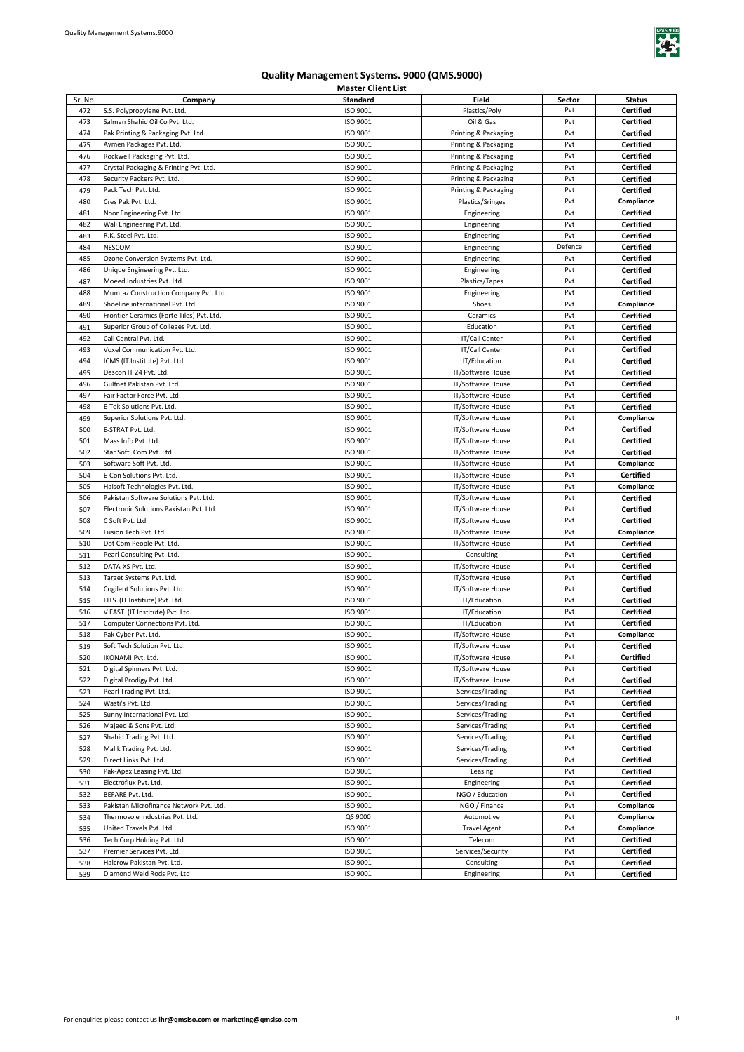# Quality Management Systems. 9000 (QMS.9000)

## Master Client List

| Sr. No. | Company | Standard | Field | Sector | Status |
|---|---|---|---|---|---|
| 472 | S.S. Polypropylene Pvt. Ltd. | ISO 9001 | Plastics/Poly | Pvt | **Certified** |
| 473 | Salman Shahid Oil Co Pvt. Ltd. | ISO 9001 | Oil & Gas | Pvt | **Certified** |
| 474 | Pak Printing & Packaging Pvt. Ltd. | ISO 9001 | Printing & Packaging | Pvt | **Certified** |
| 475 | Aymen Packages Pvt. Ltd. | ISO 9001 | Printing & Packaging | Pvt | **Certified** |
| 476 | Rockwell Packaging Pvt. Ltd. | ISO 9001 | Printing & Packaging | Pvt | **Certified** |
| 477 | Crystal Packaging & Printing Pvt. Ltd. | ISO 9001 | Printing & Packaging | Pvt | **Certified** |
| 478 | Security Packers Pvt. Ltd. | ISO 9001 | Printing & Packaging | Pvt | **Certified** |
| 479 | Pack Tech Pvt. Ltd. | ISO 9001 | Printing & Packaging | Pvt | **Certified** |
| 480 | Cres Pak Pvt. Ltd. | ISO 9001 | Plastics/Sringes | Pvt | **Compliance** |
| 481 | Noor Engineering Pvt. Ltd. | ISO 9001 | Engineering | Pvt | **Certified** |
| 482 | Wali Engineering Pvt. Ltd. | ISO 9001 | Engineering | Pvt | **Certified** |
| 483 | R.K. Steel Pvt. Ltd. | ISO 9001 | Engineering | Pvt | **Certified** |
| 484 | NESCOM | ISO 9001 | Engineering | Defence | **Certified** |
| 485 | Ozone Conversion Systems Pvt. Ltd. | ISO 9001 | Engineering | Pvt | **Certified** |
| 486 | Unique Engineering Pvt. Ltd. | ISO 9001 | Engineering | Pvt | **Certified** |
| 487 | Moeed Industries Pvt. Ltd. | ISO 9001 | Plastics/Tapes | Pvt | **Certified** |
| 488 | Mumtaz Construction Company Pvt. Ltd. | ISO 9001 | Engineering | Pvt | **Certified** |
| 489 | Shoeline international Pvt. Ltd. | ISO 9001 | Shoes | Pvt | **Compliance** |
| 490 | Frontier Ceramics (Forte Tiles) Pvt. Ltd. | ISO 9001 | Ceramics | Pvt | **Certified** |
| 491 | Superior Group of Colleges Pvt. Ltd. | ISO 9001 | Education | Pvt | **Certified** |
| 492 | Call Central Pvt. Ltd. | ISO 9001 | IT/Call Center | Pvt | **Certified** |
| 493 | Voxel Communication Pvt. Ltd. | ISO 9001 | IT/Call Center | Pvt | **Certified** |
| 494 | ICMS (IT Institute) Pvt. Ltd. | ISO 9001 | IT/Education | Pvt | **Certified** |
| 495 | Descon IT 24 Pvt. Ltd. | ISO 9001 | IT/Software House | Pvt | **Certified** |
| 496 | Gulfnet Pakistan Pvt. Ltd. | ISO 9001 | IT/Software House | Pvt | **Certified** |
| 497 | Fair Factor Force Pvt. Ltd. | ISO 9001 | IT/Software House | Pvt | **Certified** |
| 498 | E-Tek Solutions Pvt. Ltd. | ISO 9001 | IT/Software House | Pvt | **Certified** |
| 499 | Superior Solutions Pvt. Ltd. | ISO 9001 | IT/Software House | Pvt | **Compliance** |
| 500 | E-STRAT Pvt. Ltd. | ISO 9001 | IT/Software House | Pvt | **Certified** |
| 501 | Mass Info Pvt. Ltd. | ISO 9001 | IT/Software House | Pvt | **Certified** |
| 502 | Star Soft. Com Pvt. Ltd. | ISO 9001 | IT/Software House | Pvt | **Certified** |
| 503 | Software Soft Pvt. Ltd. | ISO 9001 | IT/Software House | Pvt | **Compliance** |
| 504 | E-Con Solutions Pvt. Ltd. | ISO 9001 | IT/Software House | Pvt | **Certified** |
| 505 | Haisoft Technologies Pvt. Ltd. | ISO 9001 | IT/Software House | Pvt | **Compliance** |
| 506 | Pakistan Software Solutions Pvt. Ltd. | ISO 9001 | IT/Software House | Pvt | **Certified** |
| 507 | Electronic Solutions Pakistan Pvt. Ltd. | ISO 9001 | IT/Software House | Pvt | **Certified** |
| 508 | C Soft Pvt. Ltd. | ISO 9001 | IT/Software House | Pvt | **Certified** |
| 509 | Fusion Tech Pvt. Ltd. | ISO 9001 | IT/Software House | Pvt | **Compliance** |
| 510 | Dot Com People Pvt. Ltd. | ISO 9001 | IT/Software House | Pvt | **Certified** |
| 511 | Pearl Consulting Pvt. Ltd. | ISO 9001 | Consulting | Pvt | **Certified** |
| 512 | DATA-XS Pvt. Ltd. | ISO 9001 | IT/Software House | Pvt | **Certified** |
| 513 | Target Systems Pvt. Ltd. | ISO 9001 | IT/Software House | Pvt | **Certified** |
| 514 | Cogilent Solutions Pvt. Ltd. | ISO 9001 | IT/Software House | Pvt | **Certified** |
| 515 | FITS (IT Institute) Pvt. Ltd. | ISO 9001 | IT/Education | Pvt | **Certified** |
| 516 | V FAST (IT Institute) Pvt. Ltd. | ISO 9001 | IT/Education | Pvt | **Certified** |
| 517 | Computer Connections Pvt. Ltd. | ISO 9001 | IT/Education | Pvt | **Certified** |
| 518 | Pak Cyber Pvt. Ltd. | ISO 9001 | IT/Software House | Pvt | **Compliance** |
| 519 | Soft Tech Solution Pvt. Ltd. | ISO 9001 | IT/Software House | Pvt | **Certified** |
| 520 | IKONAMI Pvt. Ltd. | ISO 9001 | IT/Software House | Pvt | **Certified** |
| 521 | Digital Spinners Pvt. Ltd. | ISO 9001 | IT/Software House | Pvt | **Certified** |
| 522 | Digital Prodigy Pvt. Ltd. | ISO 9001 | IT/Software House | Pvt | **Certified** |
| 523 | Pearl Trading Pvt. Ltd. | ISO 9001 | Services/Trading | Pvt | **Certified** |
| 524 | Wasti's Pvt. Ltd. | ISO 9001 | Services/Trading | Pvt | **Certified** |
| 525 | Sunny International Pvt. Ltd. | ISO 9001 | Services/Trading | Pvt | **Certified** |
| 526 | Majeed & Sons Pvt. Ltd. | ISO 9001 | Services/Trading | Pvt | **Certified** |
| 527 | Shahid Trading Pvt. Ltd. | ISO 9001 | Services/Trading | Pvt | **Certified** |
| 528 | Malik Trading Pvt. Ltd. | ISO 9001 | Services/Trading | Pvt | **Certified** |
| 529 | Direct Links Pvt. Ltd. | ISO 9001 | Services/Trading | Pvt | **Certified** |
| 530 | Pak-Apex Leasing Pvt. Ltd. | ISO 9001 | Leasing | Pvt | **Certified** |
| 531 | Electroflux Pvt. Ltd. | ISO 9001 | Engineering | Pvt | **Certified** |
| 532 | BEFARE Pvt. Ltd. | ISO 9001 | NGO / Education | Pvt | **Certified** |
| 533 | Pakistan Microfinance Network Pvt. Ltd. | ISO 9001 | NGO / Finance | Pvt | **Compliance** |
| 534 | Thermosole Industries Pvt. Ltd. | QS 9000 | Automotive | Pvt | **Compliance** |
| 535 | United Travels Pvt. Ltd. | ISO 9001 | Travel Agent | Pvt | **Compliance** |
| 536 | Tech Corp Holding Pvt. Ltd. | ISO 9001 | Telecom | Pvt | **Certified** |
| 537 | Premier Services Pvt. Ltd. | ISO 9001 | Services/Security | Pvt | **Certified** |
| 538 | Halcrow Pakistan Pvt. Ltd. | ISO 9001 | Consulting | Pvt | **Certified** |
| 539 | Diamond Weld Rods Pvt. Ltd | ISO 9001 | Engineering | Pvt | **Certified** |

For enquiries please contact us **lhr@qmsiso.com or marketing@qmsiso.com**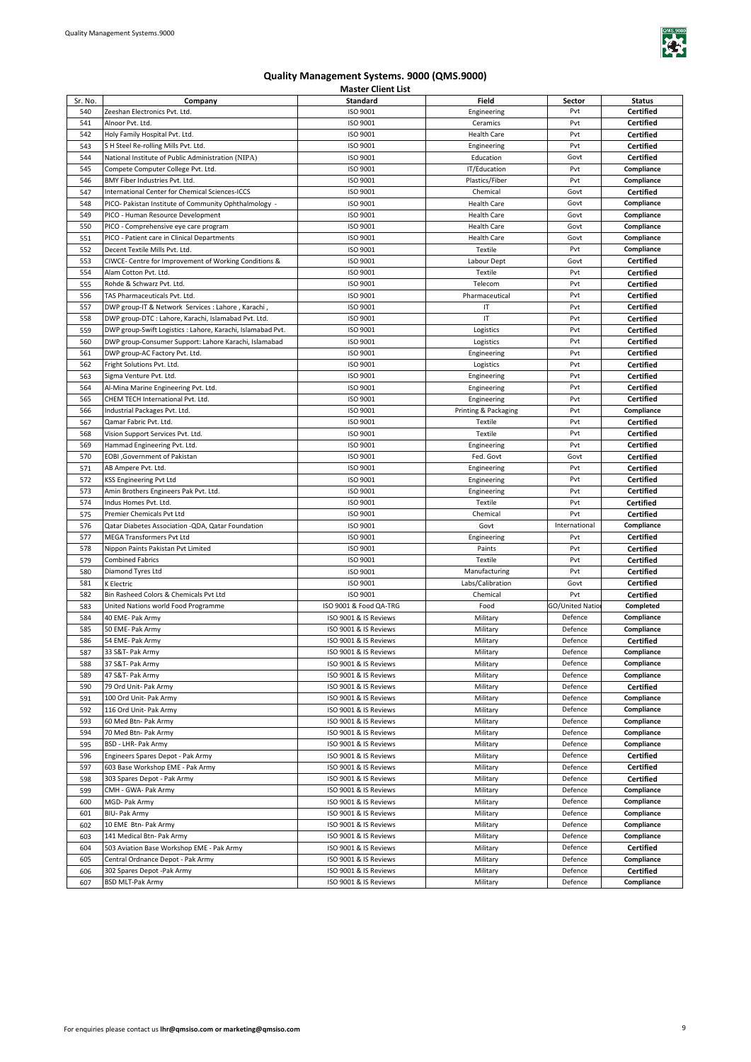# Quality Management Systems. 9000 (QMS.9000)

## Master Client List

| Sr. No. | Company | Standard | Field | Sector | Status |
|---|---|---|---|---|---|
| 540 | Zeeshan Electronics Pvt. Ltd. | ISO 9001 | Engineering | Pvt | **Certified** |
| 541 | Alnoor Pvt. Ltd. | ISO 9001 | Ceramics | Pvt | **Certified** |
| 542 | Holy Family Hospital Pvt. Ltd. | ISO 9001 | Health Care | Pvt | **Certified** |
| 543 | S H Steel Re-rolling Mills Pvt. Ltd. | ISO 9001 | Engineering | Pvt | **Certified** |
| 544 | National Institute of Public Administration (NIPA) | ISO 9001 | Education | Govt | **Certified** |
| 545 | Compete Computer College Pvt. Ltd. | ISO 9001 | IT/Education | Pvt | **Compliance** |
| 546 | BMY Fiber Industries Pvt. Ltd. | ISO 9001 | Plastics/Fiber | Pvt | **Compliance** |
| 547 | International Center for Chemical Sciences-ICCS | ISO 9001 | Chemical | Govt | **Certified** |
| 548 | PICO- Pakistan Institute of Community Ophthalmology - | ISO 9001 | Health Care | Govt | **Compliance** |
| 549 | PICO - Human Resource Development | ISO 9001 | Health Care | Govt | **Compliance** |
| 550 | PICO - Comprehensive eye care program | ISO 9001 | Health Care | Govt | **Compliance** |
| 551 | PICO - Patient care in Clinical Departments | ISO 9001 | Health Care | Govt | **Compliance** |
| 552 | Decent Textile Mills Pvt. Ltd. | ISO 9001 | Textile | Pvt | **Compliance** |
| 553 | CIWCE- Centre for Improvement of Working Conditions & | ISO 9001 | Labour Dept | Govt | **Certified** |
| 554 | Alam Cotton Pvt. Ltd. | ISO 9001 | Textile | Pvt | **Certified** |
| 555 | Rohde & Schwarz Pvt. Ltd. | ISO 9001 | Telecom | Pvt | **Certified** |
| 556 | TAS Pharmaceuticals Pvt. Ltd. | ISO 9001 | Pharmaceutical | Pvt | **Certified** |
| 557 | DWP group-IT & Network Services : Lahore , Karachi , | ISO 9001 | IT | Pvt | **Certified** |
| 558 | DWP group-DTC : Lahore, Karachi, Islamabad Pvt. Ltd. | ISO 9001 | IT | Pvt | **Certified** |
| 559 | DWP group-Swift Logistics : Lahore, Karachi, Islamabad Pvt. | ISO 9001 | Logistics | Pvt | **Certified** |
| 560 | DWP group-Consumer Support: Lahore Karachi, Islamabad | ISO 9001 | Logistics | Pvt | **Certified** |
| 561 | DWP group-AC Factory Pvt. Ltd. | ISO 9001 | Engineering | Pvt | **Certified** |
| 562 | Fright Solutions Pvt. Ltd. | ISO 9001 | Logistics | Pvt | **Certified** |
| 563 | Sigma Venture Pvt. Ltd. | ISO 9001 | Engineering | Pvt | **Certified** |
| 564 | Al-Mina Marine Engineering Pvt. Ltd. | ISO 9001 | Engineering | Pvt | **Certified** |
| 565 | CHEM TECH International Pvt. Ltd. | ISO 9001 | Engineering | Pvt | **Certified** |
| 566 | Industrial Packages Pvt. Ltd. | ISO 9001 | Printing & Packaging | Pvt | **Compliance** |
| 567 | Qamar Fabric Pvt. Ltd. | ISO 9001 | Textile | Pvt | **Certified** |
| 568 | Vision Support Services Pvt. Ltd. | ISO 9001 | Textile | Pvt | **Certified** |
| 569 | Hammad Engineering Pvt. Ltd. | ISO 9001 | Engineering | Pvt | **Certified** |
| 570 | EOBI ,Government of Pakistan | ISO 9001 | Fed. Govt | Govt | **Certified** |
| 571 | AB Ampere Pvt. Ltd. | ISO 9001 | Engineering | Pvt | **Certified** |
| 572 | KSS Engineering Pvt Ltd | ISO 9001 | Engineering | Pvt | **Certified** |
| 573 | Amin Brothers Engineers Pak Pvt. Ltd. | ISO 9001 | Engineering | Pvt | **Certified** |
| 574 | Indus Homes Pvt. Ltd. | ISO 9001 | Textile | Pvt | **Certified** |
| 575 | Premier Chemicals Pvt Ltd | ISO 9001 | Chemical | Pvt | **Certified** |
| 576 | Qatar Diabetes Association -QDA, Qatar Foundation | ISO 9001 | Govt | International | **Compliance** |
| 577 | MEGA Transformers Pvt Ltd | ISO 9001 | Engineering | Pvt | **Certified** |
| 578 | Nippon Paints Pakistan Pvt Limited | ISO 9001 | Paints | Pvt | **Certified** |
| 579 | Combined Fabrics | ISO 9001 | Textile | Pvt | **Certified** |
| 580 | Diamond Tyres Ltd | ISO 9001 | Manufacturing | Pvt | **Certified** |
| 581 | K Electric | ISO 9001 | Labs/Calibration | Govt | **Certified** |
| 582 | Bin Rasheed Colors & Chemicals Pvt Ltd | ISO 9001 | Chemical | Pvt | **Certified** |
| 583 | United Nations world Food Programme | ISO 9001 & Food QA-TRG | Food | GO/United Natio | **Completed** |
| 584 | 40 EME- Pak Army | ISO 9001 & IS Reviews | Military | Defence | **Compliance** |
| 585 | 50 EME- Pak Army | ISO 9001 & IS Reviews | Military | Defence | **Compliance** |
| 586 | 54 EME- Pak Army | ISO 9001 & IS Reviews | Military | Defence | **Certified** |
| 587 | 33 S&T- Pak Army | ISO 9001 & IS Reviews | Military | Defence | **Compliance** |
| 588 | 37 S&T- Pak Army | ISO 9001 & IS Reviews | Military | Defence | **Compliance** |
| 589 | 47 S&T- Pak Army | ISO 9001 & IS Reviews | Military | Defence | **Compliance** |
| 590 | 79 Ord Unit- Pak Army | ISO 9001 & IS Reviews | Military | Defence | **Certified** |
| 591 | 100 Ord Unit- Pak Army | ISO 9001 & IS Reviews | Military | Defence | **Compliance** |
| 592 | 116 Ord Unit- Pak Army | ISO 9001 & IS Reviews | Military | Defence | **Compliance** |
| 593 | 60 Med Btn- Pak Army | ISO 9001 & IS Reviews | Military | Defence | **Compliance** |
| 594 | 70 Med Btn- Pak Army | ISO 9001 & IS Reviews | Military | Defence | **Compliance** |
| 595 | BSD - LHR- Pak Army | ISO 9001 & IS Reviews | Military | Defence | **Compliance** |
| 596 | Engineers Spares Depot - Pak Army | ISO 9001 & IS Reviews | Military | Defence | **Certified** |
| 597 | 603 Base Workshop EME - Pak Army | ISO 9001 & IS Reviews | Military | Defence | **Certified** |
| 598 | 303 Spares Depot - Pak Army | ISO 9001 & IS Reviews | Military | Defence | **Certified** |
| 599 | CMH - GWA- Pak Army | ISO 9001 & IS Reviews | Military | Defence | **Compliance** |
| 600 | MGD- Pak Army | ISO 9001 & IS Reviews | Military | Defence | **Compliance** |
| 601 | BIU- Pak Army | ISO 9001 & IS Reviews | Military | Defence | **Compliance** |
| 602 | 10 EME Btn- Pak Army | ISO 9001 & IS Reviews | Military | Defence | **Compliance** |
| 603 | 141 Medical Btn- Pak Army | ISO 9001 & IS Reviews | Military | Defence | **Compliance** |
| 604 | 503 Aviation Base Workshop EME - Pak Army | ISO 9001 & IS Reviews | Military | Defence | **Certified** |
| 605 | Central Ordnance Depot - Pak Army | ISO 9001 & IS Reviews | Military | Defence | **Compliance** |
| 606 | 302 Spares Depot -Pak Army | ISO 9001 & IS Reviews | Military | Defence | **Certified** |
| 607 | BSD MLT-Pak Army | ISO 9001 & IS Reviews | Military | Defence | **Compliance** |

For enquiries please contact us **lhr@qmsiso.com or marketing@qmsiso.com**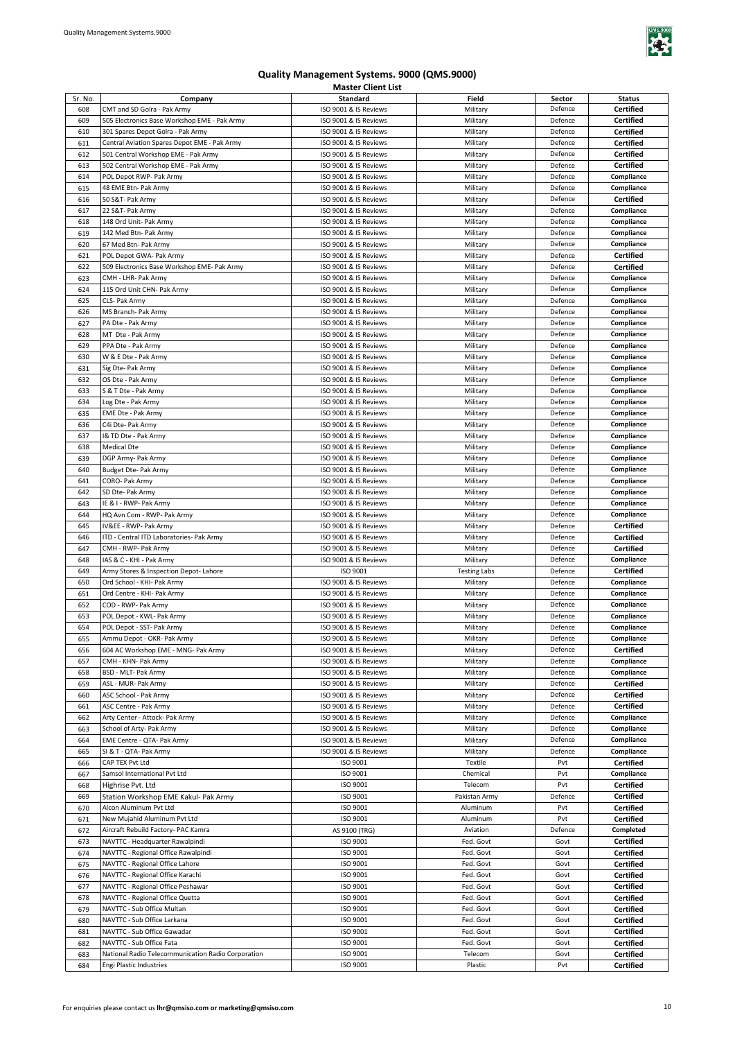# Quality Management Systems. 9000 (QMS.9000)

## Master Client List

| Sr. No. | Company | Standard | Field | Sector | Status |
|---|---|---|---|---|---|
| 608 | CMT and SD Golra - Pak Army | ISO 9001 & IS Reviews | Military | Defence | **Certified** |
| 609 | 505 Electronics Base Workshop EME - Pak Army | ISO 9001 & IS Reviews | Military | Defence | **Certified** |
| 610 | 301 Spares Depot Golra - Pak Army | ISO 9001 & IS Reviews | Military | Defence | **Certified** |
| 611 | Central Aviation Spares Depot EME - Pak Army | ISO 9001 & IS Reviews | Military | Defence | **Certified** |
| 612 | 501 Central Workshop EME - Pak Army | ISO 9001 & IS Reviews | Military | Defence | **Certified** |
| 613 | 502 Central Workshop EME - Pak Army | ISO 9001 & IS Reviews | Military | Defence | **Certified** |
| 614 | POL Depot RWP- Pak Army | ISO 9001 & IS Reviews | Military | Defence | **Compliance** |
| 615 | 48 EME Btn- Pak Army | ISO 9001 & IS Reviews | Military | Defence | **Compliance** |
| 616 | 50 S&T- Pak Army | ISO 9001 & IS Reviews | Military | Defence | **Certified** |
| 617 | 22 S&T- Pak Army | ISO 9001 & IS Reviews | Military | Defence | **Compliance** |
| 618 | 148 Ord Unit- Pak Army | ISO 9001 & IS Reviews | Military | Defence | **Compliance** |
| 619 | 142 Med Btn- Pak Army | ISO 9001 & IS Reviews | Military | Defence | **Compliance** |
| 620 | 67 Med Btn- Pak Army | ISO 9001 & IS Reviews | Military | Defence | **Compliance** |
| 621 | POL Depot GWA- Pak Army | ISO 9001 & IS Reviews | Military | Defence | **Certified** |
| 622 | 509 Electronics Base Workshop EME- Pak Army | ISO 9001 & IS Reviews | Military | Defence | **Certified** |
| 623 | CMH - LHR- Pak Army | ISO 9001 & IS Reviews | Military | Defence | **Compliance** |
| 624 | 115 Ord Unit CHN- Pak Army | ISO 9001 & IS Reviews | Military | Defence | **Compliance** |
| 625 | CLS- Pak Army | ISO 9001 & IS Reviews | Military | Defence | **Compliance** |
| 626 | MS Branch- Pak Army | ISO 9001 & IS Reviews | Military | Defence | **Compliance** |
| 627 | PA Dte - Pak Army | ISO 9001 & IS Reviews | Military | Defence | **Compliance** |
| 628 | MT Dte - Pak Army | ISO 9001 & IS Reviews | Military | Defence | **Compliance** |
| 629 | PPA Dte - Pak Army | ISO 9001 & IS Reviews | Military | Defence | **Compliance** |
| 630 | W & E Dte - Pak Army | ISO 9001 & IS Reviews | Military | Defence | **Compliance** |
| 631 | Sig Dte- Pak Army | ISO 9001 & IS Reviews | Military | Defence | **Compliance** |
| 632 | OS Dte - Pak Army | ISO 9001 & IS Reviews | Military | Defence | **Compliance** |
| 633 | S & T Dte - Pak Army | ISO 9001 & IS Reviews | Military | Defence | **Compliance** |
| 634 | Log Dte - Pak Army | ISO 9001 & IS Reviews | Military | Defence | **Compliance** |
| 635 | EME Dte - Pak Army | ISO 9001 & IS Reviews | Military | Defence | **Compliance** |
| 636 | C4i Dte- Pak Army | ISO 9001 & IS Reviews | Military | Defence | **Compliance** |
| 637 | I& TD Dte - Pak Army | ISO 9001 & IS Reviews | Military | Defence | **Compliance** |
| 638 | Medical Dte | ISO 9001 & IS Reviews | Military | Defence | **Compliance** |
| 639 | DGP Army- Pak Army | ISO 9001 & IS Reviews | Military | Defence | **Compliance** |
| 640 | Budget Dte- Pak Army | ISO 9001 & IS Reviews | Military | Defence | **Compliance** |
| 641 | CORO- Pak Army | ISO 9001 & IS Reviews | Military | Defence | **Compliance** |
| 642 | SD Dte- Pak Army | ISO 9001 & IS Reviews | Military | Defence | **Compliance** |
| 643 | IE & I - RWP- Pak Army | ISO 9001 & IS Reviews | Military | Defence | **Compliance** |
| 644 | HQ Avn Com - RWP- Pak Army | ISO 9001 & IS Reviews | Military | Defence | **Compliance** |
| 645 | IV&EE - RWP- Pak Army | ISO 9001 & IS Reviews | Military | Defence | **Certified** |
| 646 | ITD - Central ITD Laboratories- Pak Army | ISO 9001 & IS Reviews | Military | Defence | **Certified** |
| 647 | CMH - RWP- Pak Army | ISO 9001 & IS Reviews | Military | Defence | **Certified** |
| 648 | IAS & C - KHI - Pak Army | ISO 9001 & IS Reviews | Military | Defence | **Compliance** |
| 649 | Army Stores & Inspection Depot- Lahore | ISO 9001 | Testing Labs | Defence | **Certified** |
| 650 | Ord School - KHI- Pak Army | ISO 9001 & IS Reviews | Military | Defence | **Compliance** |
| 651 | Ord Centre - KHI- Pak Army | ISO 9001 & IS Reviews | Military | Defence | **Compliance** |
| 652 | COD - RWP- Pak Army | ISO 9001 & IS Reviews | Military | Defence | **Compliance** |
| 653 | POL Depot - KWL- Pak Army | ISO 9001 & IS Reviews | Military | Defence | **Compliance** |
| 654 | POL Depot - SST- Pak Army | ISO 9001 & IS Reviews | Military | Defence | **Compliance** |
| 655 | Ammu Depot - OKR- Pak Army | ISO 9001 & IS Reviews | Military | Defence | **Compliance** |
| 656 | 604 AC Workshop EME - MNG- Pak Army | ISO 9001 & IS Reviews | Military | Defence | **Certified** |
| 657 | CMH - KHN- Pak Army | ISO 9001 & IS Reviews | Military | Defence | **Compliance** |
| 658 | BSD - MLT- Pak Army | ISO 9001 & IS Reviews | Military | Defence | **Compliance** |
| 659 | ASL - MUR- Pak Army | ISO 9001 & IS Reviews | Military | Defence | **Certified** |
| 660 | ASC School - Pak Army | ISO 9001 & IS Reviews | Military | Defence | **Certified** |
| 661 | ASC Centre - Pak Army | ISO 9001 & IS Reviews | Military | Defence | **Certified** |
| 662 | Arty Center - Attock- Pak Army | ISO 9001 & IS Reviews | Military | Defence | **Compliance** |
| 663 | School of Arty- Pak Army | ISO 9001 & IS Reviews | Military | Defence | **Compliance** |
| 664 | EME Centre - QTA- Pak Army | ISO 9001 & IS Reviews | Military | Defence | **Compliance** |
| 665 | SI & T - QTA- Pak Army | ISO 9001 & IS Reviews | Military | Defence | **Compliance** |
| 666 | CAP TEX Pvt Ltd | ISO 9001 | Textile | Pvt | **Certified** |
| 667 | Samsol International Pvt Ltd | ISO 9001 | Chemical | Pvt | **Compliance** |
| 668 | Highrise Pvt. Ltd | ISO 9001 | Telecom | Pvt | **Certified** |
| 669 | Station Workshop EME Kakul- Pak Army | ISO 9001 | Pakistan Army | Defence | **Certified** |
| 670 | Alcon Aluminum Pvt Ltd | ISO 9001 | Aluminum | Pvt | **Certified** |
| 671 | New Mujahid Aluminum Pvt Ltd | ISO 9001 | Aluminum | Pvt | **Certified** |
| 672 | Aircraft Rebuild Factory- PAC Kamra | AS 9100 (TRG) | Aviation | Defence | **Completed** |
| 673 | NAVTTC - Headquarter Rawalpindi | ISO 9001 | Fed. Govt | Govt | **Certified** |
| 674 | NAVTTC - Regional Office Rawalpindi | ISO 9001 | Fed. Govt | Govt | **Certified** |
| 675 | NAVTTC - Regional Office Lahore | ISO 9001 | Fed. Govt | Govt | **Certified** |
| 676 | NAVTTC - Regional Office Karachi | ISO 9001 | Fed. Govt | Govt | **Certified** |
| 677 | NAVTTC - Regional Office Peshawar | ISO 9001 | Fed. Govt | Govt | **Certified** |
| 678 | NAVTTC - Regional Office Quetta | ISO 9001 | Fed. Govt | Govt | **Certified** |
| 679 | NAVTTC - Sub Office Multan | ISO 9001 | Fed. Govt | Govt | **Certified** |
| 680 | NAVTTC - Sub Office Larkana | ISO 9001 | Fed. Govt | Govt | **Certified** |
| 681 | NAVTTC - Sub Office Gawadar | ISO 9001 | Fed. Govt | Govt | **Certified** |
| 682 | NAVTTC - Sub Office Fata | ISO 9001 | Fed. Govt | Govt | **Certified** |
| 683 | National Radio Telecommunication Radio Corporation | ISO 9001 | Telecom | Govt | **Certified** |
| 684 | Engi Plastic Industries | ISO 9001 | Plastic | Pvt | **Certified** |

For enquiries please contact us **lhr@qmsiso.com or marketing@qmsiso.com**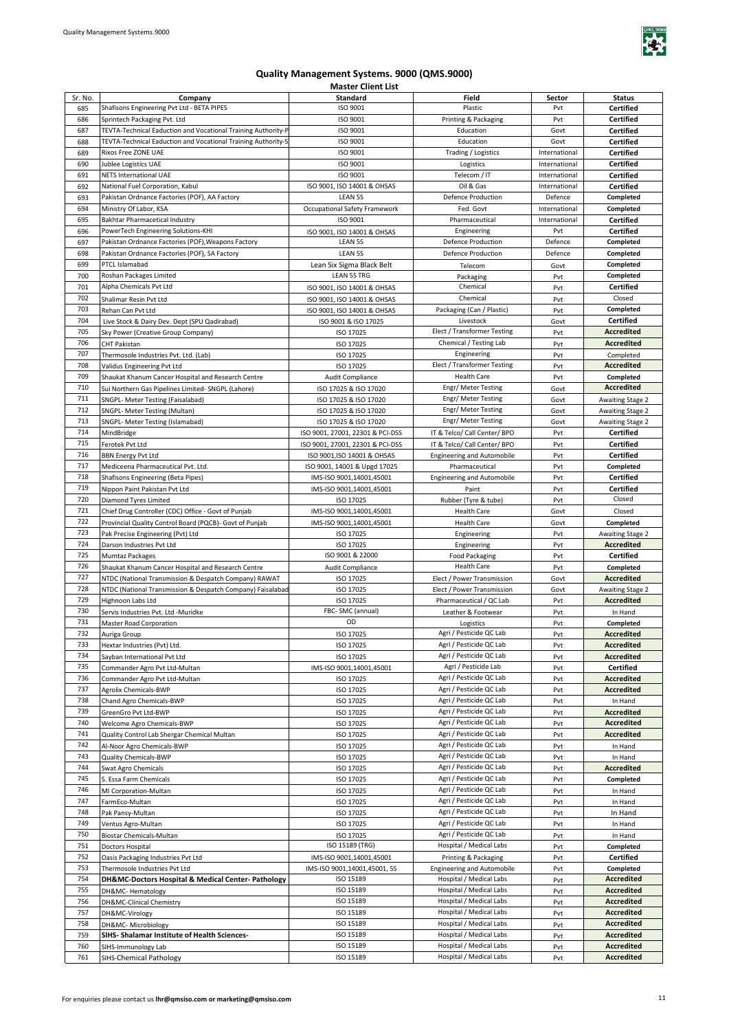# Quality Management Systems. 9000 (QMS.9000)

## Master Client List

| Sr. No. | Company | Standard | Field | Sector | Status |
|---|---|---|---|---|---|
| 685 | Shafisons Engineering Pvt Ltd - BETA PIPES | ISO 9001 | Plastic | Pvt | **Certified** |
| 686 | Sprintech Packaging Pvt. Ltd | ISO 9001 | Printing & Packaging | Pvt | **Certified** |
| 687 | TEVTA-Technical Eaduction and Vocational Training Authority-P | ISO 9001 | Education | Govt | **Certified** |
| 688 | TEVTA-Technical Eaduction and Vocational Training Authority-S | ISO 9001 | Education | Govt | **Certified** |
| 689 | Rixos Free ZONE UAE | ISO 9001 | Trading / Logistics | International | **Certified** |
| 690 | Jublee Logistics UAE | ISO 9001 | Logistics | International | **Certified** |
| 691 | NETS International UAE | ISO 9001 | Telecom / IT | International | **Certified** |
| 692 | National Fuel Corporation, Kabul | ISO 9001, ISO 14001 & OHSAS | Oil & Gas | International | **Certified** |
| 693 | Pakistan Ordnance Factories (POF), AA Factory | LEAN 5S | Defence Production | Defence | **Completed** |
| 694 | Ministry Of Labor, KSA | Occupational Safety Framework | Fed. Govt | International | **Completed** |
| 695 | Bakhtar Pharmaceutical Industry | ISO 9001 | Pharmaceutical | International | **Certified** |
| 696 | PowerTech Engineering Solutions-KHI | ISO 9001, ISO 14001 & OHSAS | Engineering | Pvt | **Certified** |
| 697 | Pakistan Ordnance Factories (POF),Weapons Factory | LEAN 5S | Defence Production | Defence | **Completed** |
| 698 | Pakistan Ordnance Factories (POF), SA Factory | LEAN 5S | Defence Production | Defence | **Completed** |
| 699 | PTCL Islamabad | Lean Six Sigma Black Belt | Telecom | Govt | **Completed** |
| 700 | Roshan Packages Limited | LEAN 5S TRG | Packaging | Pvt | **Completed** |
| 701 | Alpha Chemicals Pvt Ltd | ISO 9001, ISO 14001 & OHSAS | Chemical | Pvt | **Certified** |
| 702 | Shalimar Resin Pvt Ltd | ISO 9001, ISO 14001 & OHSAS | Chemical | Pvt | Closed |
| 703 | Rehan Can Pvt Ltd | ISO 9001, ISO 14001 & OHSAS | Packaging (Can / Plastic) | Pvt | **Completed** |
| 704 | Live Stock & Dairy Dev. Dept (SPU Qadirabad) | ISO 9001 & ISO 17025 | Livestock | Govt | **Certified** |
| 705 | Sky Power (Creative Group Company) | ISO 17025 | Elect / Transformer Testing | Pvt | **Accredited** |
| 706 | CHT Pakistan | ISO 17025 | Chemical / Testing Lab | Pvt | **Accredited** |
| 707 | Thermosole Industries Pvt. Ltd. (Lab) | ISO 17025 | Engineering | Pvt | Completed |
| 708 | Validus Engineering Pvt Ltd | ISO 17025 | Elect / Transformer Testing | Pvt | **Accredited** |
| 709 | Shaukat Khanum Cancer Hospital and Research Centre | Audit Compliance | Health Care | Pvt | **Completed** |
| 710 | Sui Northern Gas Pipelines Limited- SNGPL (Lahore) | ISO 17025 & ISO 17020 | Engr/ Meter Testing | Govt | **Accredited** |
| 711 | SNGPL- Meter Testing (Faisalabad) | ISO 17025 & ISO 17020 | Engr/ Meter Testing | Govt | Awaiting Stage 2 |
| 712 | SNGPL- Meter Testing (Multan) | ISO 17025 & ISO 17020 | Engr/ Meter Testing | Govt | Awaiting Stage 2 |
| 713 | SNGPL- Meter Testing (Islamabad) | ISO 17025 & ISO 17020 | Engr/ Meter Testing | Govt | Awaiting Stage 2 |
| 714 | MindBridge | ISO 9001, 27001, 22301 & PCI-DSS | IT & Telco/ Call Center/ BPO | Pvt | **Certified** |
| 715 | Ferotek Pvt Ltd | ISO 9001, 27001, 22301 & PCI-DSS | IT & Telco/ Call Center/ BPO | Pvt | **Certified** |
| 716 | BBN Energy Pvt Ltd | ISO 9001,ISO 14001 & OHSAS | Engineering and Automobile | Pvt | **Certified** |
| 717 | Mediceena Pharmaceutical Pvt. Ltd. | ISO 9001, 14001 & Upgd 17025 | Pharmaceutical | Pvt | **Completed** |
| 718 | Shafisons Engineering (Beta Pipes) | IMS-ISO 9001,14001,45001 | Engineering and Automobile | Pvt | **Certified** |
| 719 | Nippon Paint Pakistan Pvt Ltd | IMS-ISO 9001,14001,45001 | Paint | Pvt | **Certified** |
| 720 | Diamond Tyres Limited | ISO 17025 | Rubber (Tyre & tube) | Pvt | Closed |
| 721 | Chief Drug Controller (CDC) Office - Govt of Punjab | IMS-ISO 9001,14001,45001 | Health Care | Govt | Closed |
| 722 | Provincial Quality Control Board (PQCB)- Govt of Punjab | IMS-ISO 9001,14001,45001 | Health Care | Govt | **Completed** |
| 723 | Pak Precise Engineering (Pvt) Ltd | ISO 17025 | Engineering | Pvt | Awaiting Stage 2 |
| 724 | Darson Industries Pvt Ltd | ISO 17025 | Engineering | Pvt | **Accredited** |
| 725 | Mumtaz Packages | ISO 9001 & 22000 | Food Packaging | Pvt | **Certified** |
| 726 | Shaukat Khanum Cancer Hospital and Research Centre | Audit Compliance | Health Care | Pvt | **Completed** |
| 727 | NTDC (National Transmission & Despatch Company) RAWAT | ISO 17025 | Elect / Power Transmission | Govt | **Accredited** |
| 728 | NTDC (National Transmission & Despatch Company) Faisalabad | ISO 17025 | Elect / Power Transmission | Govt | Awaiting Stage 2 |
| 729 | Highnoon Labs Ltd | ISO 17025 | Pharmaceutical / QC Lab | Pvt | **Accredited** |
| 730 | Servis Industries Pvt. Ltd -Muridke | FBC- SMC (annual) | Leather & Footwear | Pvt | In Hand |
| 731 | Master Road Corporation | OD | Logistics | Pvt | **Completed** |
| 732 | Auriga Group | ISO 17025 | Agri / Pesticide QC Lab | Pvt | **Accredited** |
| 733 | Hextar Industries (Pvt) Ltd. | ISO 17025 | Agri / Pesticide QC Lab | Pvt | **Accredited** |
| 734 | Sayban International Pvt Ltd | ISO 17025 | Agri / Pesticide QC Lab | Pvt | **Accredited** |
| 735 | Commander Agro Pvt Ltd-Multan | IMS-ISO 9001,14001,45001 | Agri / Pesticide Lab | Pvt | **Certified** |
| 736 | Commander Agro Pvt Ltd-Multan | ISO 17025 | Agri / Pesticide QC Lab | Pvt | **Accredited** |
| 737 | Agrolix Chemicals-BWP | ISO 17025 | Agri / Pesticide QC Lab | Pvt | **Accredited** |
| 738 | Chand Agro Chemicals-BWP | ISO 17025 | Agri / Pesticide QC Lab | Pvt | In Hand |
| 739 | GreenGro Pvt Ltd-BWP | ISO 17025 | Agri / Pesticide QC Lab | Pvt | **Accredited** |
| 740 | Welcome Agro Chemicals-BWP | ISO 17025 | Agri / Pesticide QC Lab | Pvt | **Accredited** |
| 741 | Quality Control Lab Shergar Chemical Multan | ISO 17025 | Agri / Pesticide QC Lab | Pvt | **Accredited** |
| 742 | Al-Noor Agro Chemicals-BWP | ISO 17025 | Agri / Pesticide QC Lab | Pvt | In Hand |
| 743 | Quality Chemicals-BWP | ISO 17025 | Agri / Pesticide QC Lab | Pvt | In Hand |
| 744 | Swat Agro Chemicals | ISO 17025 | Agri / Pesticide QC Lab | Pvt | **Accredited** |
| 745 | S. Essa Farm Chemicals | ISO 17025 | Agri / Pesticide QC Lab | Pvt | **Completed** |
| 746 | MI Corporation-Multan | ISO 17025 | Agri / Pesticide QC Lab | Pvt | In Hand |
| 747 | FarmEco-Multan | ISO 17025 | Agri / Pesticide QC Lab | Pvt | In Hand |
| 748 | Pak Pansy-Multan | ISO 17025 | Agri / Pesticide QC Lab | Pvt | In Hand |
| 749 | Ventus Agro-Multan | ISO 17025 | Agri / Pesticide QC Lab | Pvt | In Hand |
| 750 | Biostar Chemicals-Multan | ISO 17025 | Agri / Pesticide QC Lab | Pvt | In Hand |
| 751 | Doctors Hospital | ISO 15189 (TRG) | Hospital / Medical Labs | Pvt | **Completed** |
| 752 | Oasis Packaging Industries Pvt Ltd | IMS-ISO 9001,14001,45001 | Printing & Packaging | Pvt | **Certified** |
| 753 | Thermosole Industries Pvt Ltd | IMS-ISO 9001,14001,45001, 5S | Engineering and Automobile | Pvt | **Completed** |
| 754 | **DH&MC-Doctors Hospital & Medical Center- Pathology** | ISO 15189 | Hospital / Medical Labs | Pvt | **Accredited** |
| 755 | DH&MC- Hematology | ISO 15189 | Hospital / Medical Labs | Pvt | **Accredited** |
| 756 | DH&MC-Clinical Chemistry | ISO 15189 | Hospital / Medical Labs | Pvt | **Accredited** |
| 757 | DH&MC-Virology | ISO 15189 | Hospital / Medical Labs | Pvt | **Accredited** |
| 758 | DH&MC- Microbiology | ISO 15189 | Hospital / Medical Labs | Pvt | **Accredited** |
| 759 | **SIHS- Shalamar Institute of Health Sciences-** | ISO 15189 | Hospital / Medical Labs | Pvt | **Accredited** |
| 760 | SIHS-Immunology Lab | ISO 15189 | Hospital / Medical Labs | Pvt | **Accredited** |
| 761 | SIHS-Chemical Pathology | ISO 15189 | Hospital / Medical Labs | Pvt | **Accredited** |

For enquiries please contact us **lhr@qmsiso.com or marketing@qmsiso.com**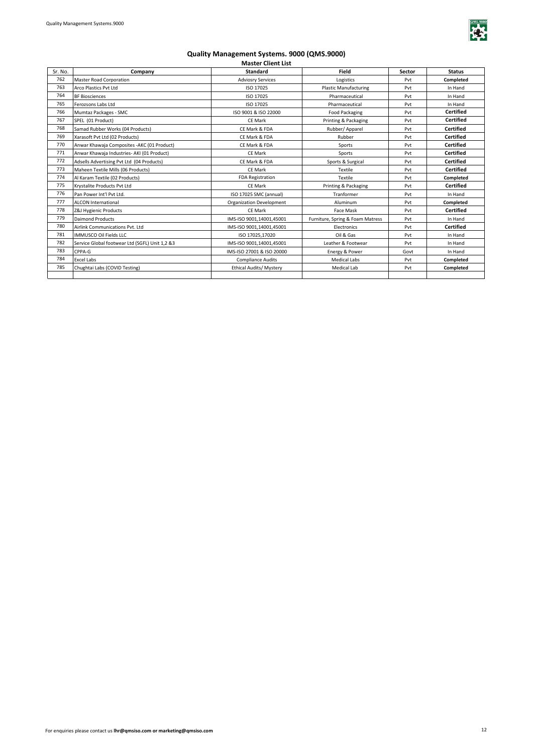# Quality Management Systems. 9000 (QMS.9000)

## Master Client List

| Sr. No. | Company | Standard | Field | Sector | Status |
|---|---|---|---|---|---|
| 762 | Master Road Corporation | Adviosry Services | Logistics | Pvt | **Completed** |
| 763 | Arco Plastics Pvt Ltd | ISO 17025 | Plastic Manufacturing | Pvt | In Hand |
| 764 | BF Biosciences | ISO 17025 | Pharmaceutical | Pvt | In Hand |
| 765 | Ferozsons Labs Ltd | ISO 17025 | Pharmaceutical | Pvt | In Hand |
| 766 | Mumtaz Packages - SMC | ISO 9001 & ISO 22000 | Food Packaging | Pvt | **Certified** |
| 767 | SPEL (01 Product) | CE Mark | Printing & Packaging | Pvt | **Certified** |
| 768 | Samad Rubber Works (04 Products) | CE Mark & FDA | Rubber/ Apparel | Pvt | **Certified** |
| 769 | Xarasoft Pvt Ltd (02 Products) | CE Mark & FDA | Rubber | Pvt | **Certified** |
| 770 | Anwar Khawaja Composites -AKC (01 Product) | CE Mark & FDA | Sports | Pvt | **Certified** |
| 771 | Anwar Khawaja Industries- AKI (01 Product) | CE Mark | Sports | Pvt | **Certified** |
| 772 | Adsells Advertising Pvt Ltd (04 Products) | CE Mark & FDA | Sports & Surgical | Pvt | **Certified** |
| 773 | Maheen Textile Mills (06 Products) | CE Mark | Textile | Pvt | **Certified** |
| 774 | Al Karam Textile (02 Products) | FDA Registration | Textile | Pvt | **Completed** |
| 775 | Krystalite Products Pvt Ltd | CE Mark | Printing & Packaging | Pvt | **Certified** |
| 776 | Pan Power Int'l Pvt Ltd. | ISO 17025 SMC (annual) | Tranformer | Pvt | In Hand |
| 777 | ALCON International | Organization Development | Aluminum | Pvt | **Completed** |
| 778 | Z&J Hygienic Products | CE Mark | Face Mask | Pvt | **Certified** |
| 779 | Daimond Products | IMS-ISO 9001,14001,45001 | Furniture, Spring & Foam Matress | Pvt | In Hand |
| 780 | Airlink Communications Pvt. Ltd | IMS-ISO 9001,14001,45001 | Electronics | Pvt | **Certified** |
| 781 | IMMUSCO Oil Fields LLC | ISO 17025,17020 | Oil & Gas | Pvt | In Hand |
| 782 | Service Global footwear Ltd (SGFL) Unit 1,2 &3 | IMS-ISO 9001,14001,45001 | Leather & Footwear | Pvt | In Hand |
| 783 | CPPA-G | IMS-ISO 27001 & ISO 20000 | Energy & Power | Govt | In Hand |
| 784 | Excel Labs | Compliance Audits | Medical Labs | Pvt | **Completed** |
| 785 | Chughtai Labs (COVID Testing) | Ethical Audits/ Mystery | Medical Lab | Pvt | **Completed** |
| | | | | | |

For enquiries please contact us **lhr@qmsiso.com or marketing@qmsiso.com**